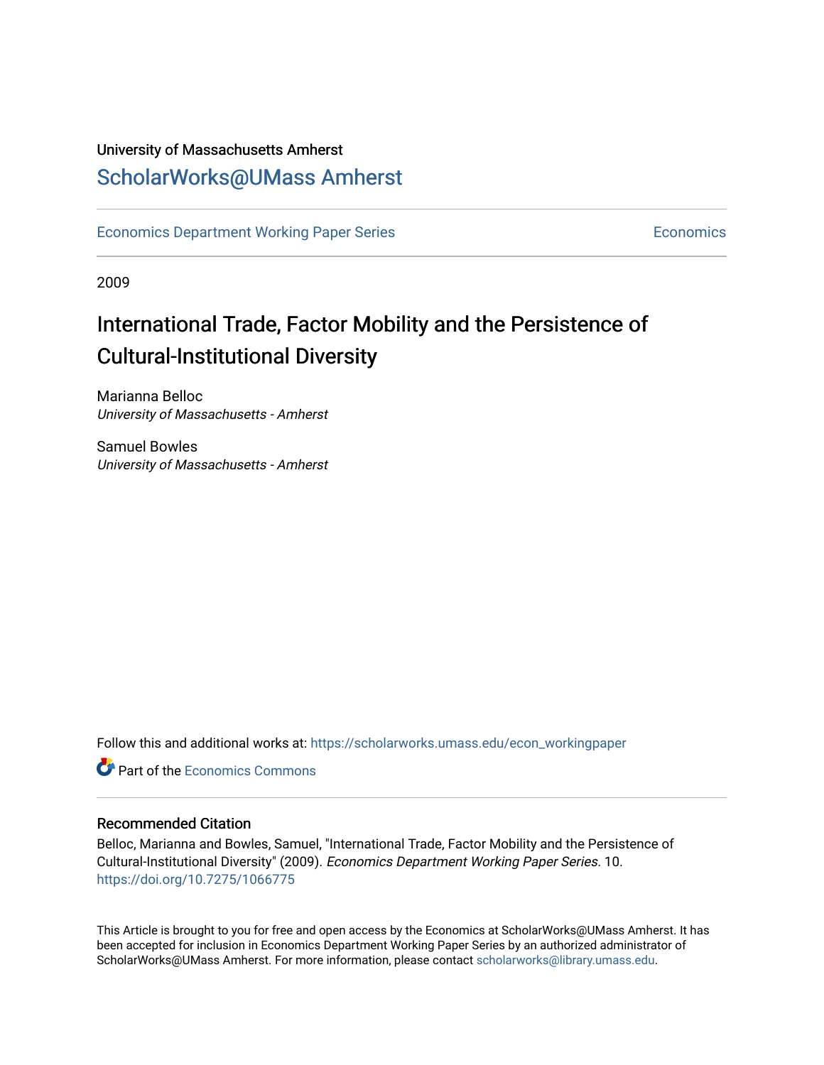University of Massachusetts Amherst

# ScholarWorks@UMass Amherst

Economics Department Working Paper Series | Economics

2009

## International Trade, Factor Mobility and the Persistence of Cultural-Institutional Diversity

Marianna Belloc
*University of Massachusetts - Amherst*

Samuel Bowles
*University of Massachusetts - Amherst*

Follow this and additional works at: https://scholarworks.umass.edu/econ_workingpaper

Part of the Economics Commons

### Recommended Citation

Belloc, Marianna and Bowles, Samuel, "International Trade, Factor Mobility and the Persistence of Cultural-Institutional Diversity" (2009). *Economics Department Working Paper Series*. 10.
https://doi.org/10.7275/1066775

This Article is brought to you for free and open access by the Economics at ScholarWorks@UMass Amherst. It has been accepted for inclusion in Economics Department Working Paper Series by an authorized administrator of ScholarWorks@UMass Amherst. For more information, please contact scholarworks@library.umass.edu.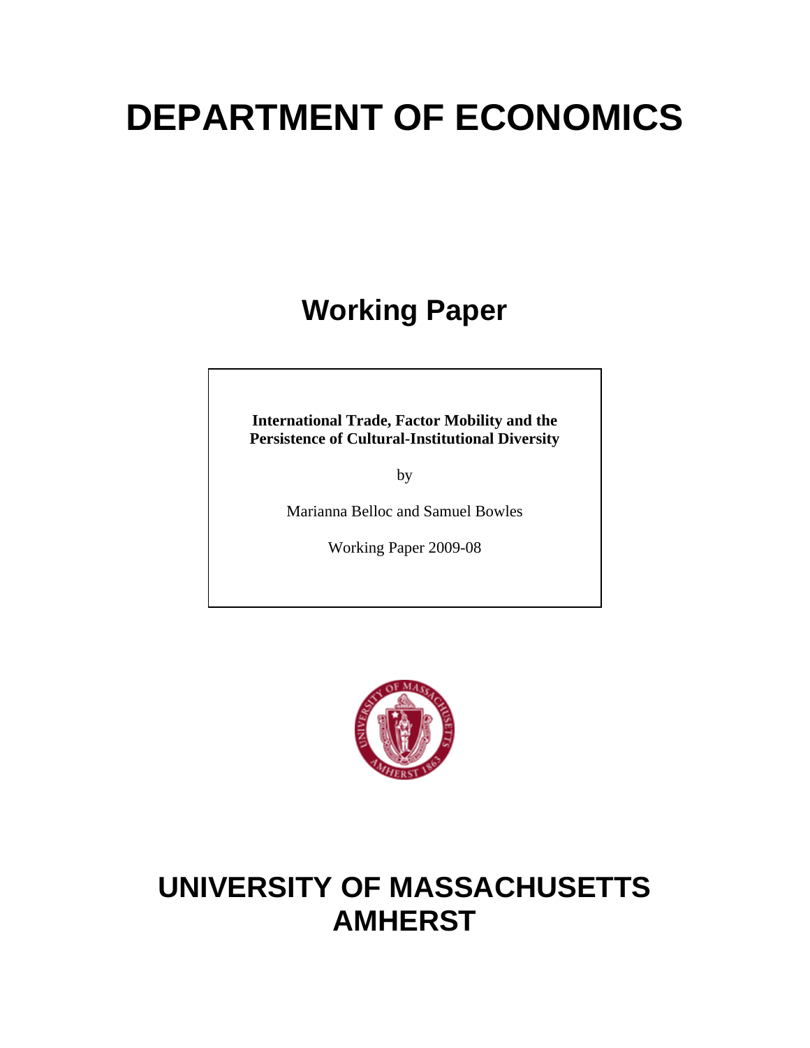# DEPARTMENT OF ECONOMICS

## Working Paper

**International Trade, Factor Mobility and the Persistence of Cultural-Institutional Diversity**

by

Marianna Belloc and Samuel Bowles

Working Paper 2009-08

# UNIVERSITY OF MASSACHUSETTS AMHERST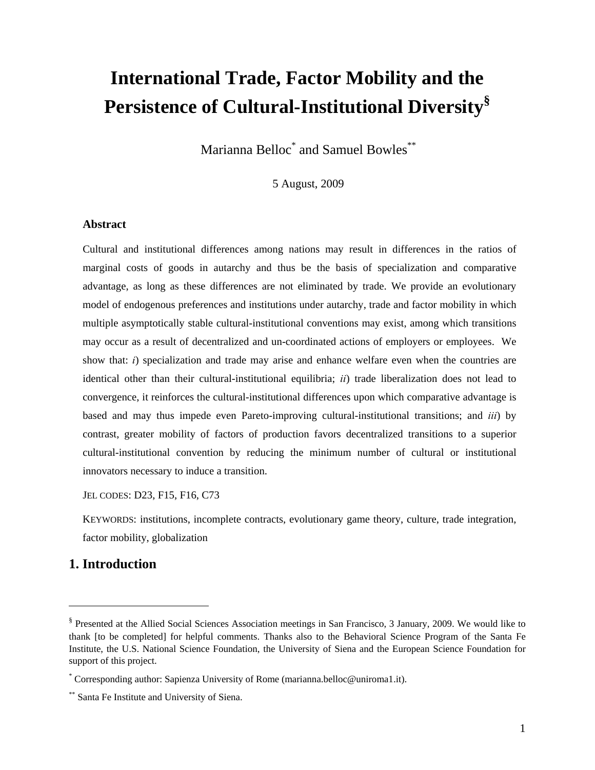# International Trade, Factor Mobility and the Persistence of Cultural-Institutional Diversity[§]

Marianna Belloc[*] and Samuel Bowles[**]

5 August, 2009

### Abstract

Cultural and institutional differences among nations may result in differences in the ratios of marginal costs of goods in autarchy and thus be the basis of specialization and comparative advantage, as long as these differences are not eliminated by trade. We provide an evolutionary model of endogenous preferences and institutions under autarchy, trade and factor mobility in which multiple asymptotically stable cultural-institutional conventions may exist, among which transitions may occur as a result of decentralized and un-coordinated actions of employers or employees. We show that: *i*) specialization and trade may arise and enhance welfare even when the countries are identical other than their cultural-institutional equilibria; *ii*) trade liberalization does not lead to convergence, it reinforces the cultural-institutional differences upon which comparative advantage is based and may thus impede even Pareto-improving cultural-institutional transitions; and *iii*) by contrast, greater mobility of factors of production favors decentralized transitions to a superior cultural-institutional convention by reducing the minimum number of cultural or institutional innovators necessary to induce a transition.

JEL CODES: D23, F15, F16, C73

KEYWORDS: institutions, incomplete contracts, evolutionary game theory, culture, trade integration, factor mobility, globalization

## 1. Introduction

---

[§] Presented at the Allied Social Sciences Association meetings in San Francisco, 3 January, 2009. We would like to thank [to be completed] for helpful comments. Thanks also to the Behavioral Science Program of the Santa Fe Institute, the U.S. National Science Foundation, the University of Siena and the European Science Foundation for support of this project.

[*] Corresponding author: Sapienza University of Rome (marianna.belloc@uniroma1.it).

[**] Santa Fe Institute and University of Siena.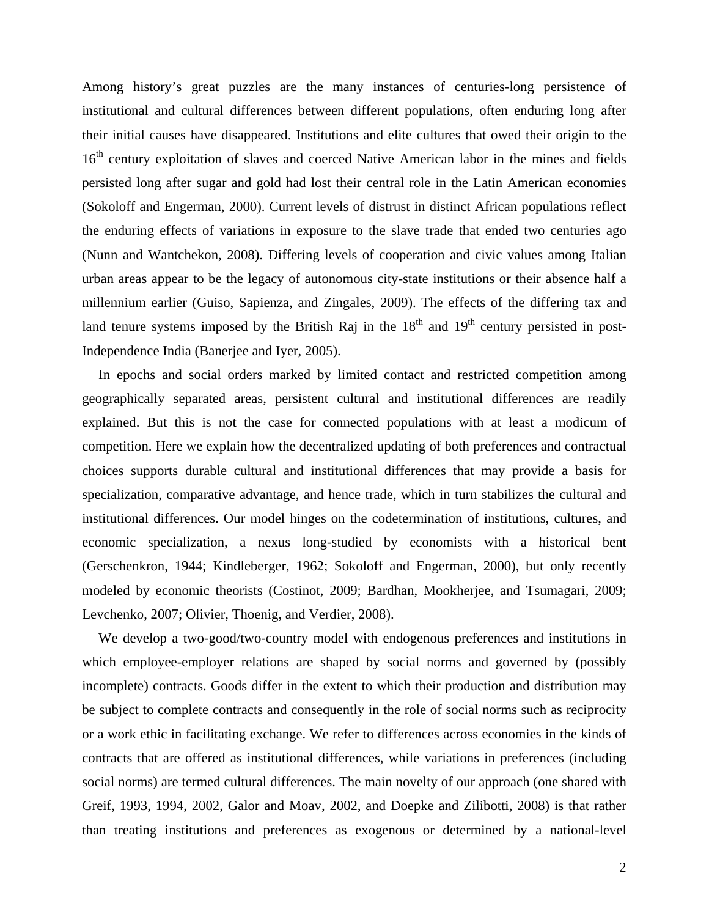Among history's great puzzles are the many instances of centuries-long persistence of institutional and cultural differences between different populations, often enduring long after their initial causes have disappeared. Institutions and elite cultures that owed their origin to the 16th century exploitation of slaves and coerced Native American labor in the mines and fields persisted long after sugar and gold had lost their central role in the Latin American economies (Sokoloff and Engerman, 2000). Current levels of distrust in distinct African populations reflect the enduring effects of variations in exposure to the slave trade that ended two centuries ago (Nunn and Wantchekon, 2008). Differing levels of cooperation and civic values among Italian urban areas appear to be the legacy of autonomous city-state institutions or their absence half a millennium earlier (Guiso, Sapienza, and Zingales, 2009). The effects of the differing tax and land tenure systems imposed by the British Raj in the 18th and 19th century persisted in post-Independence India (Banerjee and Iyer, 2005).

In epochs and social orders marked by limited contact and restricted competition among geographically separated areas, persistent cultural and institutional differences are readily explained. But this is not the case for connected populations with at least a modicum of competition. Here we explain how the decentralized updating of both preferences and contractual choices supports durable cultural and institutional differences that may provide a basis for specialization, comparative advantage, and hence trade, which in turn stabilizes the cultural and institutional differences. Our model hinges on the codetermination of institutions, cultures, and economic specialization, a nexus long-studied by economists with a historical bent (Gerschenkron, 1944; Kindleberger, 1962; Sokoloff and Engerman, 2000), but only recently modeled by economic theorists (Costinot, 2009; Bardhan, Mookherjee, and Tsumagari, 2009; Levchenko, 2007; Olivier, Thoenig, and Verdier, 2008).

We develop a two-good/two-country model with endogenous preferences and institutions in which employee-employer relations are shaped by social norms and governed by (possibly incomplete) contracts. Goods differ in the extent to which their production and distribution may be subject to complete contracts and consequently in the role of social norms such as reciprocity or a work ethic in facilitating exchange. We refer to differences across economies in the kinds of contracts that are offered as institutional differences, while variations in preferences (including social norms) are termed cultural differences. The main novelty of our approach (one shared with Greif, 1993, 1994, 2002, Galor and Moav, 2002, and Doepke and Zilibotti, 2008) is that rather than treating institutions and preferences as exogenous or determined by a national-level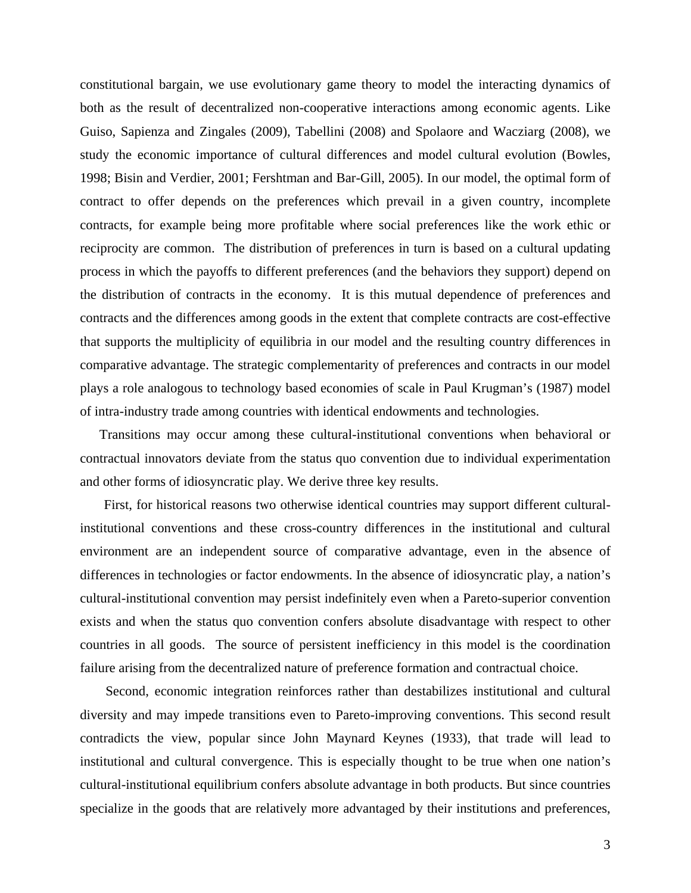constitutional bargain, we use evolutionary game theory to model the interacting dynamics of both as the result of decentralized non-cooperative interactions among economic agents. Like Guiso, Sapienza and Zingales (2009), Tabellini (2008) and Spolaore and Wacziarg (2008), we study the economic importance of cultural differences and model cultural evolution (Bowles, 1998; Bisin and Verdier, 2001; Fershtman and Bar-Gill, 2005). In our model, the optimal form of contract to offer depends on the preferences which prevail in a given country, incomplete contracts, for example being more profitable where social preferences like the work ethic or reciprocity are common. The distribution of preferences in turn is based on a cultural updating process in which the payoffs to different preferences (and the behaviors they support) depend on the distribution of contracts in the economy. It is this mutual dependence of preferences and contracts and the differences among goods in the extent that complete contracts are cost-effective that supports the multiplicity of equilibria in our model and the resulting country differences in comparative advantage. The strategic complementarity of preferences and contracts in our model plays a role analogous to technology based economies of scale in Paul Krugman's (1987) model of intra-industry trade among countries with identical endowments and technologies.

Transitions may occur among these cultural-institutional conventions when behavioral or contractual innovators deviate from the status quo convention due to individual experimentation and other forms of idiosyncratic play. We derive three key results.

First, for historical reasons two otherwise identical countries may support different cultural-institutional conventions and these cross-country differences in the institutional and cultural environment are an independent source of comparative advantage, even in the absence of differences in technologies or factor endowments. In the absence of idiosyncratic play, a nation's cultural-institutional convention may persist indefinitely even when a Pareto-superior convention exists and when the status quo convention confers absolute disadvantage with respect to other countries in all goods. The source of persistent inefficiency in this model is the coordination failure arising from the decentralized nature of preference formation and contractual choice.

Second, economic integration reinforces rather than destabilizes institutional and cultural diversity and may impede transitions even to Pareto-improving conventions. This second result contradicts the view, popular since John Maynard Keynes (1933), that trade will lead to institutional and cultural convergence. This is especially thought to be true when one nation's cultural-institutional equilibrium confers absolute advantage in both products. But since countries specialize in the goods that are relatively more advantaged by their institutions and preferences,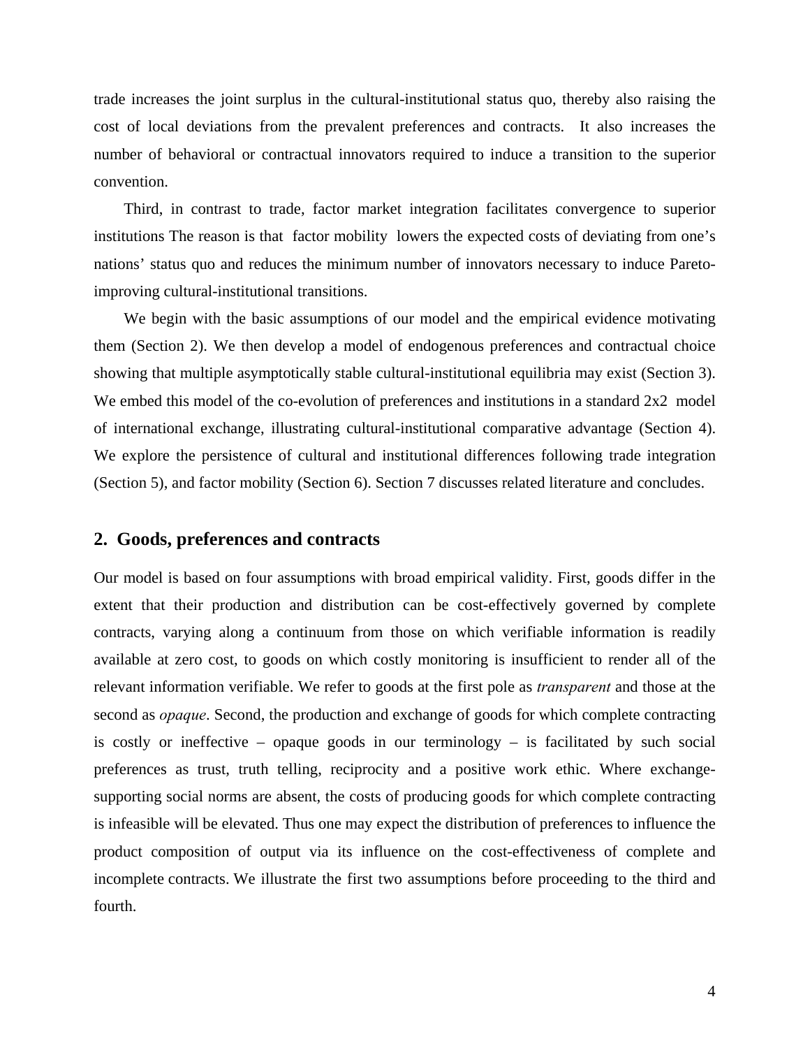trade increases the joint surplus in the cultural-institutional status quo, thereby also raising the cost of local deviations from the prevalent preferences and contracts. It also increases the number of behavioral or contractual innovators required to induce a transition to the superior convention.

Third, in contrast to trade, factor market integration facilitates convergence to superior institutions The reason is that factor mobility lowers the expected costs of deviating from one's nations' status quo and reduces the minimum number of innovators necessary to induce Pareto-improving cultural-institutional transitions.

We begin with the basic assumptions of our model and the empirical evidence motivating them (Section 2). We then develop a model of endogenous preferences and contractual choice showing that multiple asymptotically stable cultural-institutional equilibria may exist (Section 3). We embed this model of the co-evolution of preferences and institutions in a standard 2x2 model of international exchange, illustrating cultural-institutional comparative advantage (Section 4). We explore the persistence of cultural and institutional differences following trade integration (Section 5), and factor mobility (Section 6). Section 7 discusses related literature and concludes.

## 2. Goods, preferences and contracts

Our model is based on four assumptions with broad empirical validity. First, goods differ in the extent that their production and distribution can be cost-effectively governed by complete contracts, varying along a continuum from those on which verifiable information is readily available at zero cost, to goods on which costly monitoring is insufficient to render all of the relevant information verifiable. We refer to goods at the first pole as *transparent* and those at the second as *opaque*. Second, the production and exchange of goods for which complete contracting is costly or ineffective – opaque goods in our terminology – is facilitated by such social preferences as trust, truth telling, reciprocity and a positive work ethic. Where exchange-supporting social norms are absent, the costs of producing goods for which complete contracting is infeasible will be elevated. Thus one may expect the distribution of preferences to influence the product composition of output via its influence on the cost-effectiveness of complete and incomplete contracts. We illustrate the first two assumptions before proceeding to the third and fourth.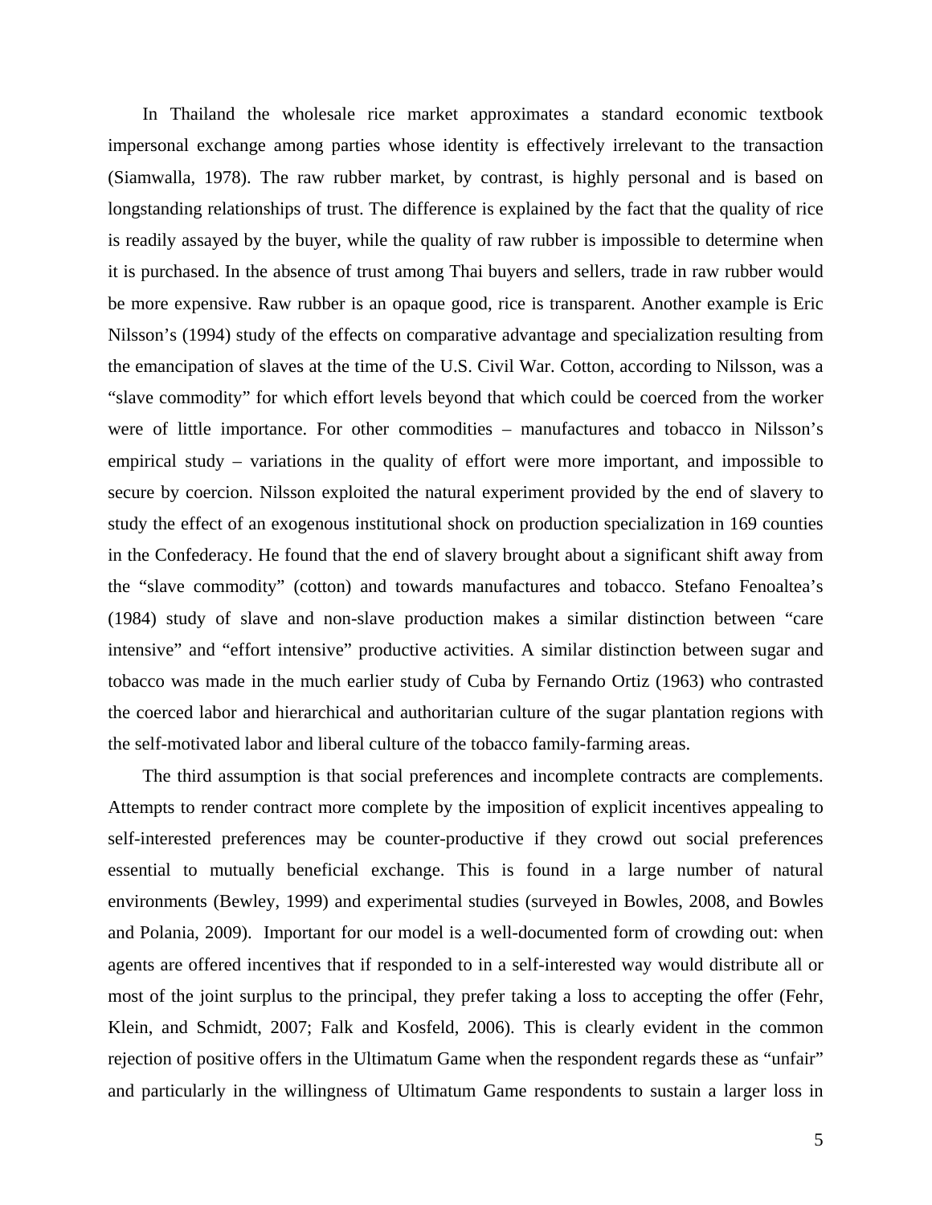In Thailand the wholesale rice market approximates a standard economic textbook impersonal exchange among parties whose identity is effectively irrelevant to the transaction (Siamwalla, 1978). The raw rubber market, by contrast, is highly personal and is based on longstanding relationships of trust. The difference is explained by the fact that the quality of rice is readily assayed by the buyer, while the quality of raw rubber is impossible to determine when it is purchased. In the absence of trust among Thai buyers and sellers, trade in raw rubber would be more expensive. Raw rubber is an opaque good, rice is transparent. Another example is Eric Nilsson's (1994) study of the effects on comparative advantage and specialization resulting from the emancipation of slaves at the time of the U.S. Civil War. Cotton, according to Nilsson, was a "slave commodity" for which effort levels beyond that which could be coerced from the worker were of little importance. For other commodities – manufactures and tobacco in Nilsson's empirical study – variations in the quality of effort were more important, and impossible to secure by coercion. Nilsson exploited the natural experiment provided by the end of slavery to study the effect of an exogenous institutional shock on production specialization in 169 counties in the Confederacy. He found that the end of slavery brought about a significant shift away from the "slave commodity" (cotton) and towards manufactures and tobacco. Stefano Fenoaltea's (1984) study of slave and non-slave production makes a similar distinction between "care intensive" and "effort intensive" productive activities. A similar distinction between sugar and tobacco was made in the much earlier study of Cuba by Fernando Ortiz (1963) who contrasted the coerced labor and hierarchical and authoritarian culture of the sugar plantation regions with the self-motivated labor and liberal culture of the tobacco family-farming areas.

The third assumption is that social preferences and incomplete contracts are complements. Attempts to render contract more complete by the imposition of explicit incentives appealing to self-interested preferences may be counter-productive if they crowd out social preferences essential to mutually beneficial exchange. This is found in a large number of natural environments (Bewley, 1999) and experimental studies (surveyed in Bowles, 2008, and Bowles and Polania, 2009). Important for our model is a well-documented form of crowding out: when agents are offered incentives that if responded to in a self-interested way would distribute all or most of the joint surplus to the principal, they prefer taking a loss to accepting the offer (Fehr, Klein, and Schmidt, 2007; Falk and Kosfeld, 2006). This is clearly evident in the common rejection of positive offers in the Ultimatum Game when the respondent regards these as "unfair" and particularly in the willingness of Ultimatum Game respondents to sustain a larger loss in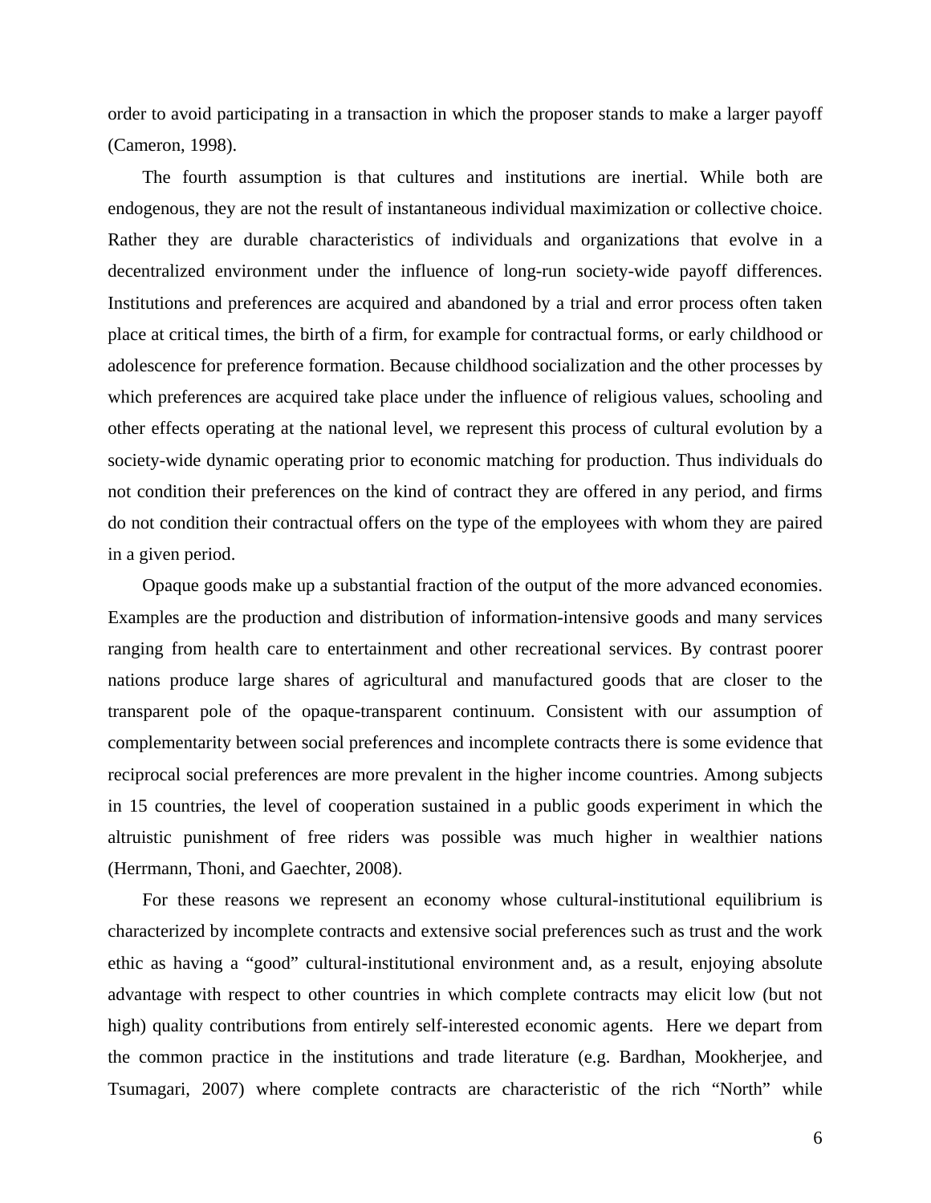order to avoid participating in a transaction in which the proposer stands to make a larger payoff (Cameron, 1998).

The fourth assumption is that cultures and institutions are inertial. While both are endogenous, they are not the result of instantaneous individual maximization or collective choice. Rather they are durable characteristics of individuals and organizations that evolve in a decentralized environment under the influence of long-run society-wide payoff differences. Institutions and preferences are acquired and abandoned by a trial and error process often taken place at critical times, the birth of a firm, for example for contractual forms, or early childhood or adolescence for preference formation. Because childhood socialization and the other processes by which preferences are acquired take place under the influence of religious values, schooling and other effects operating at the national level, we represent this process of cultural evolution by a society-wide dynamic operating prior to economic matching for production. Thus individuals do not condition their preferences on the kind of contract they are offered in any period, and firms do not condition their contractual offers on the type of the employees with whom they are paired in a given period.

Opaque goods make up a substantial fraction of the output of the more advanced economies. Examples are the production and distribution of information-intensive goods and many services ranging from health care to entertainment and other recreational services. By contrast poorer nations produce large shares of agricultural and manufactured goods that are closer to the transparent pole of the opaque-transparent continuum. Consistent with our assumption of complementarity between social preferences and incomplete contracts there is some evidence that reciprocal social preferences are more prevalent in the higher income countries. Among subjects in 15 countries, the level of cooperation sustained in a public goods experiment in which the altruistic punishment of free riders was possible was much higher in wealthier nations (Herrmann, Thoni, and Gaechter, 2008).

For these reasons we represent an economy whose cultural-institutional equilibrium is characterized by incomplete contracts and extensive social preferences such as trust and the work ethic as having a "good" cultural-institutional environment and, as a result, enjoying absolute advantage with respect to other countries in which complete contracts may elicit low (but not high) quality contributions from entirely self-interested economic agents. Here we depart from the common practice in the institutions and trade literature (e.g. Bardhan, Mookherjee, and Tsumagari, 2007) where complete contracts are characteristic of the rich "North" while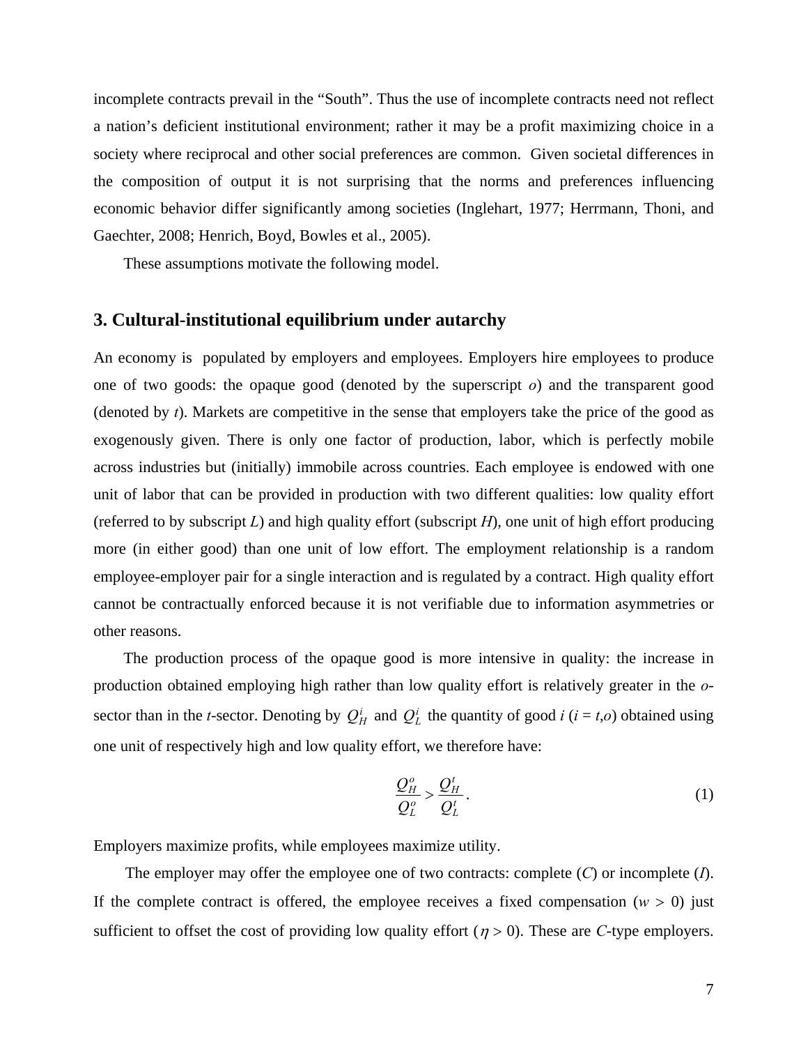incomplete contracts prevail in the "South". Thus the use of incomplete contracts need not reflect a nation's deficient institutional environment; rather it may be a profit maximizing choice in a society where reciprocal and other social preferences are common. Given societal differences in the composition of output it is not surprising that the norms and preferences influencing economic behavior differ significantly among societies (Inglehart, 1977; Herrmann, Thoni, and Gaechter, 2008; Henrich, Boyd, Bowles et al., 2005).

These assumptions motivate the following model.

## 3. Cultural-institutional equilibrium under autarchy

An economy is populated by employers and employees. Employers hire employees to produce one of two goods: the opaque good (denoted by the superscript $o$) and the transparent good (denoted by $t$). Markets are competitive in the sense that employers take the price of the good as exogenously given. There is only one factor of production, labor, which is perfectly mobile across industries but (initially) immobile across countries. Each employee is endowed with one unit of labor that can be provided in production with two different qualities: low quality effort (referred to by subscript $L$) and high quality effort (subscript $H$), one unit of high effort producing more (in either good) than one unit of low effort. The employment relationship is a random employee-employer pair for a single interaction and is regulated by a contract. High quality effort cannot be contractually enforced because it is not verifiable due to information asymmetries or other reasons.

The production process of the opaque good is more intensive in quality: the increase in production obtained employing high rather than low quality effort is relatively greater in the $o$-sector than in the $t$-sector. Denoting by $Q_H^i$ and $Q_L^i$ the quantity of good $i$ ($i = t,o$) obtained using one unit of respectively high and low quality effort, we therefore have:

$$\frac{Q_H^o}{Q_L^o} > \frac{Q_H^t}{Q_L^t}. \tag{1}$$

Employers maximize profits, while employees maximize utility.

The employer may offer the employee one of two contracts: complete ($C$) or incomplete ($I$). If the complete contract is offered, the employee receives a fixed compensation ($w > 0$) just sufficient to offset the cost of providing low quality effort ($\eta > 0$). These are $C$-type employers.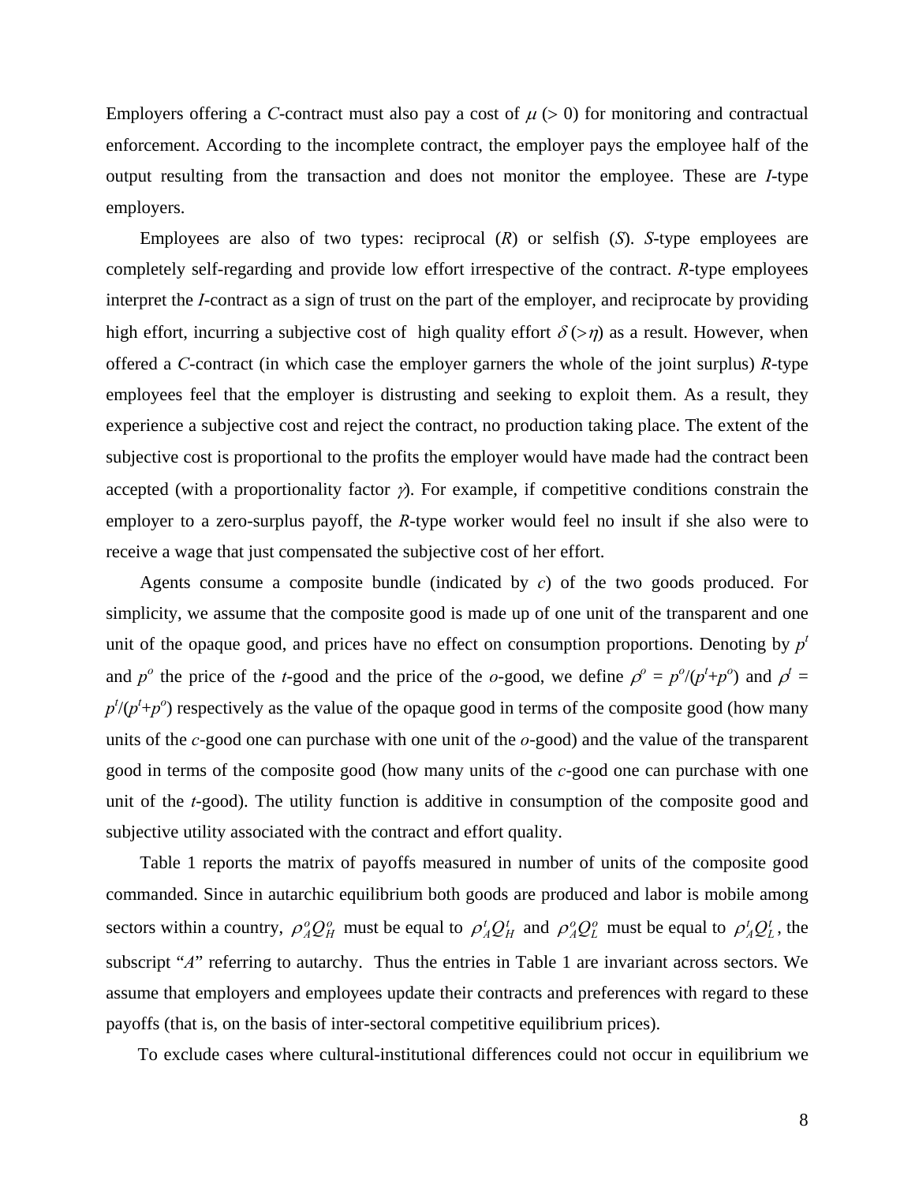Employers offering a *C*-contract must also pay a cost of $\mu$ (> 0) for monitoring and contractual enforcement. According to the incomplete contract, the employer pays the employee half of the output resulting from the transaction and does not monitor the employee. These are *I*-type employers.

Employees are also of two types: reciprocal (*R*) or selfish (*S*). *S*-type employees are completely self-regarding and provide low effort irrespective of the contract. *R*-type employees interpret the *I*-contract as a sign of trust on the part of the employer, and reciprocate by providing high effort, incurring a subjective cost of high quality effort $\delta$ (>$\eta$) as a result. However, when offered a *C*-contract (in which case the employer garners the whole of the joint surplus) *R*-type employees feel that the employer is distrusting and seeking to exploit them. As a result, they experience a subjective cost and reject the contract, no production taking place. The extent of the subjective cost is proportional to the profits the employer would have made had the contract been accepted (with a proportionality factor $\gamma$). For example, if competitive conditions constrain the employer to a zero-surplus payoff, the *R*-type worker would feel no insult if she also were to receive a wage that just compensated the subjective cost of her effort.

Agents consume a composite bundle (indicated by *c*) of the two goods produced. For simplicity, we assume that the composite good is made up of one unit of the transparent and one unit of the opaque good, and prices have no effect on consumption proportions. Denoting by $p^t$ and $p^o$ the price of the *t*-good and the price of the *o*-good, we define $\rho^o = p^o/(p^t+p^o)$ and $\rho^t = p^t/(p^t+p^o)$ respectively as the value of the opaque good in terms of the composite good (how many units of the *c*-good one can purchase with one unit of the *o*-good) and the value of the transparent good in terms of the composite good (how many units of the *c*-good one can purchase with one unit of the *t*-good). The utility function is additive in consumption of the composite good and subjective utility associated with the contract and effort quality.

Table 1 reports the matrix of payoffs measured in number of units of the composite good commanded. Since in autarchic equilibrium both goods are produced and labor is mobile among sectors within a country, $\rho_A^o Q_H^o$ must be equal to $\rho_A^t Q_H^t$ and $\rho_A^o Q_L^o$ must be equal to $\rho_A^t Q_L^t$, the subscript "*A*" referring to autarchy. Thus the entries in Table 1 are invariant across sectors. We assume that employers and employees update their contracts and preferences with regard to these payoffs (that is, on the basis of inter-sectoral competitive equilibrium prices).

To exclude cases where cultural-institutional differences could not occur in equilibrium we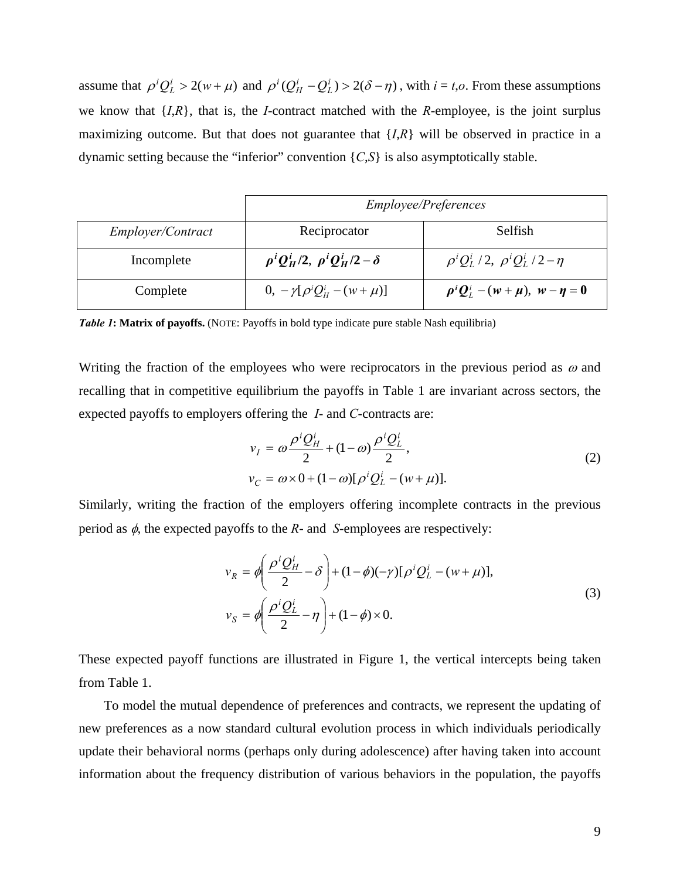assume that $\rho^i Q_L^i > 2(w+\mu)$ and $\rho^i (Q_H^i - Q_L^i) > 2(\delta - \eta)$, with *i* = *t*,*o*. From these assumptions we know that {*I*,*R*}, that is, the *I*-contract matched with the *R*-employee, is the joint surplus maximizing outcome. But that does not guarantee that {*I*,*R*} will be observed in practice in a dynamic setting because the "inferior" convention {*C*,*S*} is also asymptotically stable.

| | *Employee/Preferences* | |
|---|---|---|
| *Employer/Contract* | Reciprocator | Selfish |
| Incomplete | $\boldsymbol{\rho^i Q_H^i/2,\ \rho^i Q_H^i/2 - \delta}$ | $\rho^i Q_L^i / 2,\ \rho^i Q_L^i / 2 - \eta$ |
| Complete | $0,\ -\gamma[\rho^i Q_H^i - (w+\mu)]$ | $\boldsymbol{\rho^i Q_L^i - (w+\mu),\ w - \eta = 0}$ |

***Table 1*: Matrix of payoffs.** (NOTE: Payoffs in bold type indicate pure stable Nash equilibria)

Writing the fraction of the employees who were reciprocators in the previous period as $\omega$ and recalling that in competitive equilibrium the payoffs in Table 1 are invariant across sectors, the expected payoffs to employers offering the *I*- and *C*-contracts are:

$$
\begin{aligned}
v_I &= \omega \frac{\rho^i Q_H^i}{2} + (1-\omega)\frac{\rho^i Q_L^i}{2}, \\
v_C &= \omega \times 0 + (1-\omega)[\rho^i Q_L^i - (w+\mu)].
\end{aligned}
\tag{2}
$$

Similarly, writing the fraction of the employers offering incomplete contracts in the previous period as $\phi$, the expected payoffs to the *R*- and *S*-employees are respectively:

$$
\begin{aligned}
v_R &= \phi\left(\frac{\rho^i Q_H^i}{2} - \delta\right) + (1-\phi)(-\gamma)[\rho^i Q_L^i - (w+\mu)], \\
v_S &= \phi\left(\frac{\rho^i Q_L^i}{2} - \eta\right) + (1-\phi)\times 0.
\end{aligned}
\tag{3}
$$

These expected payoff functions are illustrated in Figure 1, the vertical intercepts being taken from Table 1.

To model the mutual dependence of preferences and contracts, we represent the updating of new preferences as a now standard cultural evolution process in which individuals periodically update their behavioral norms (perhaps only during adolescence) after having taken into account information about the frequency distribution of various behaviors in the population, the payoffs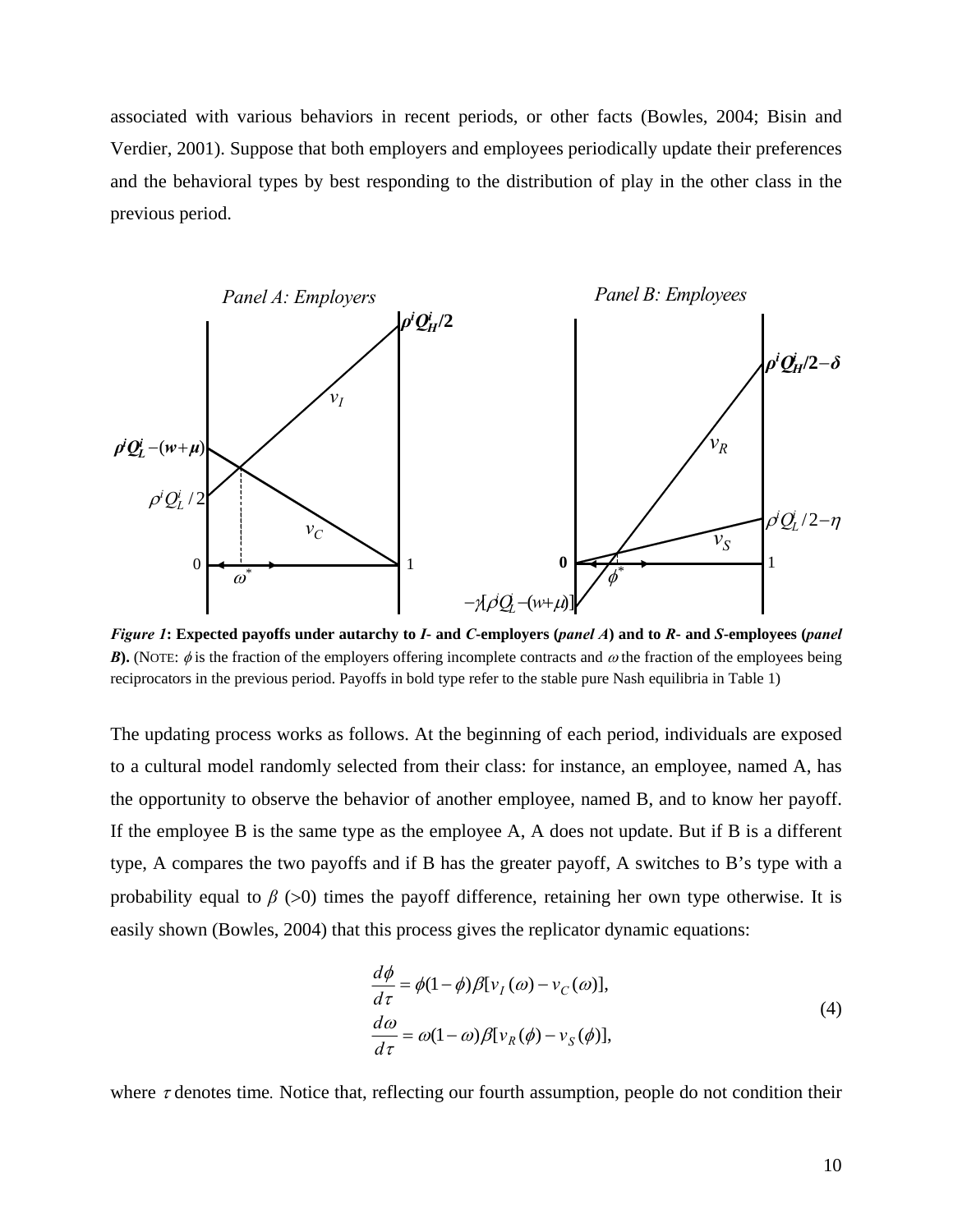associated with various behaviors in recent periods, or other facts (Bowles, 2004; Bisin and Verdier, 2001). Suppose that both employers and employees periodically update their preferences and the behavioral types by best responding to the distribution of play in the other class in the previous period.

***Figure 1*: Expected payoffs under autarchy to *I*- and *C*-employers (*panel A*) and to *R*- and *S*-employees (*panel B*).** (NOTE: $\phi$ is the fraction of the employers offering incomplete contracts and $\omega$ the fraction of the employees being reciprocators in the previous period. Payoffs in bold type refer to the stable pure Nash equilibria in Table 1)

The updating process works as follows. At the beginning of each period, individuals are exposed to a cultural model randomly selected from their class: for instance, an employee, named A, has the opportunity to observe the behavior of another employee, named B, and to know her payoff. If the employee B is the same type as the employee A, A does not update. But if B is a different type, A compares the two payoffs and if B has the greater payoff, A switches to B's type with a probability equal to $\beta$ (>0) times the payoff difference, retaining her own type otherwise. It is easily shown (Bowles, 2004) that this process gives the replicator dynamic equations:

$$\frac{d\phi}{d\tau} = \phi(1-\phi)\beta[v_I(\omega) - v_C(\omega)],$$
$$\frac{d\omega}{d\tau} = \omega(1-\omega)\beta[v_R(\phi) - v_S(\phi)], \tag{4}$$

where $\tau$ denotes time. Notice that, reflecting our fourth assumption, people do not condition their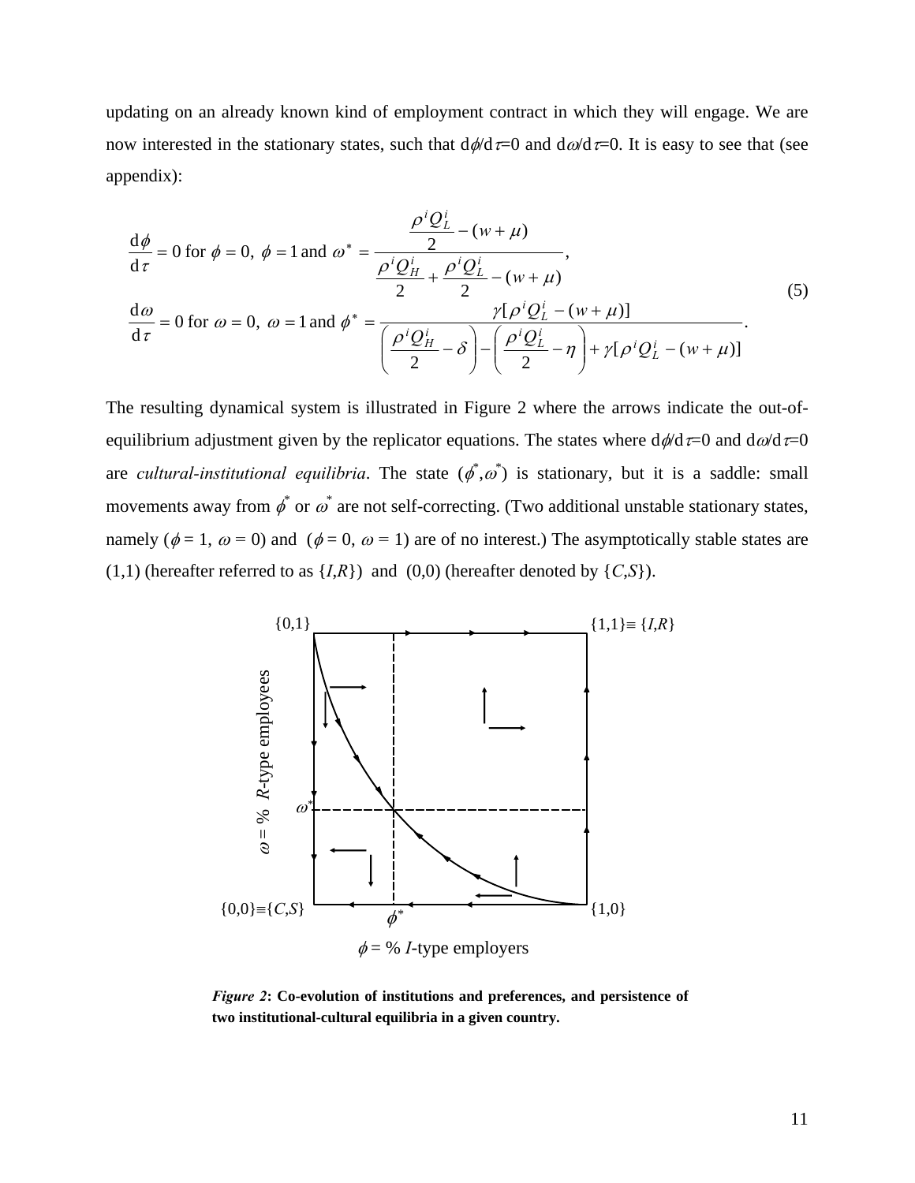updating on an already known kind of employment contract in which they will engage. We are now interested in the stationary states, such that $\mathrm{d}\phi/\mathrm{d}\tau=0$ and $\mathrm{d}\omega/\mathrm{d}\tau=0$. It is easy to see that (see appendix):

$$
\begin{aligned}
&\frac{\mathrm{d}\phi}{\mathrm{d}\tau}=0 \text{ for } \phi=0,\ \phi=1 \text{ and } \omega^{*}=\frac{\dfrac{\rho^{i}Q_{L}^{i}}{2}-(w+\mu)}{\dfrac{\rho^{i}Q_{H}^{i}}{2}+\dfrac{\rho^{i}Q_{L}^{i}}{2}-(w+\mu)},\\
&\frac{\mathrm{d}\omega}{\mathrm{d}\tau}=0 \text{ for } \omega=0,\ \omega=1 \text{ and } \phi^{*}=\frac{\gamma[\rho^{i}Q_{L}^{i}-(w+\mu)]}{\left(\dfrac{\rho^{i}Q_{H}^{i}}{2}-\delta\right)-\left(\dfrac{\rho^{i}Q_{L}^{i}}{2}-\eta\right)+\gamma[\rho^{i}Q_{L}^{i}-(w+\mu)]}.
\end{aligned}
\tag{5}
$$

The resulting dynamical system is illustrated in Figure 2 where the arrows indicate the out-of-equilibrium adjustment given by the replicator equations. The states where $\mathrm{d}\phi/\mathrm{d}\tau=0$ and $\mathrm{d}\omega/\mathrm{d}\tau=0$ are *cultural-institutional equilibria*. The state $(\phi^{*},\omega^{*})$ is stationary, but it is a saddle: small movements away from $\phi^{*}$ or $\omega^{*}$ are not self-correcting. (Two additional unstable stationary states, namely ($\phi = 1$, $\omega = 0$) and ($\phi = 0$, $\omega = 1$) are of no interest.) The asymptotically stable states are (1,1) (hereafter referred to as {*I*,*R*}) and (0,0) (hereafter denoted by {*C*,*S*}).

*Figure 2*: **Co-evolution of institutions and preferences, and persistence of two institutional-cultural equilibria in a given country.**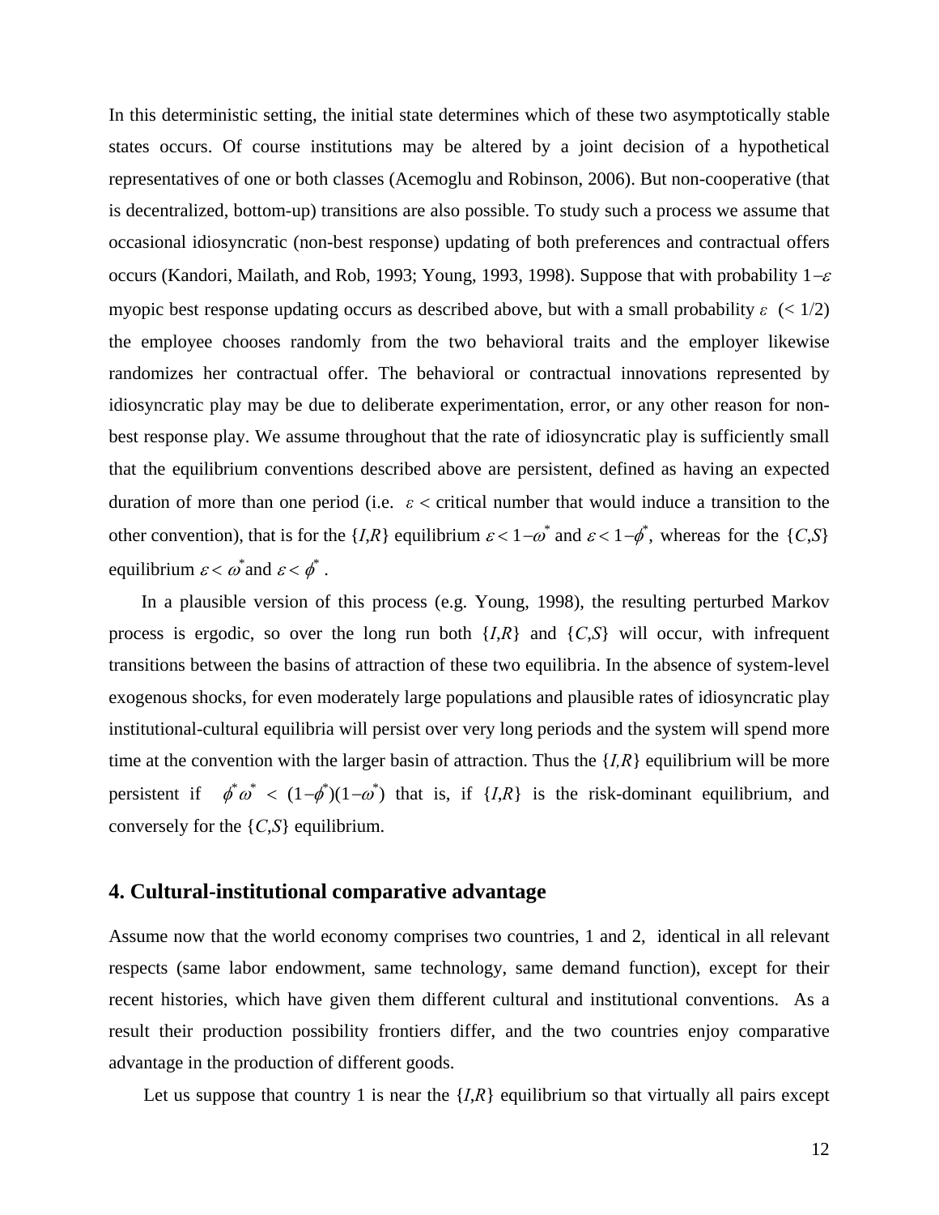In this deterministic setting, the initial state determines which of these two asymptotically stable states occurs. Of course institutions may be altered by a joint decision of a hypothetical representatives of one or both classes (Acemoglu and Robinson, 2006). But non-cooperative (that is decentralized, bottom-up) transitions are also possible. To study such a process we assume that occasional idiosyncratic (non-best response) updating of both preferences and contractual offers occurs (Kandori, Mailath, and Rob, 1993; Young, 1993, 1998). Suppose that with probability $1-\varepsilon$ myopic best response updating occurs as described above, but with a small probability $\varepsilon$ $(< 1/2)$ the employee chooses randomly from the two behavioral traits and the employer likewise randomizes her contractual offer. The behavioral or contractual innovations represented by idiosyncratic play may be due to deliberate experimentation, error, or any other reason for non-best response play. We assume throughout that the rate of idiosyncratic play is sufficiently small that the equilibrium conventions described above are persistent, defined as having an expected duration of more than one period (i.e. $\varepsilon <$ critical number that would induce a transition to the other convention), that is for the {*I*,*R*} equilibrium $\varepsilon < 1-\omega^*$ and $\varepsilon < 1-\phi^*$, whereas for the {*C*,*S*} equilibrium $\varepsilon < \omega^*$ and $\varepsilon < \phi^*$.

In a plausible version of this process (e.g. Young, 1998), the resulting perturbed Markov process is ergodic, so over the long run both {*I*,*R*} and {*C*,*S*} will occur, with infrequent transitions between the basins of attraction of these two equilibria. In the absence of system-level exogenous shocks, for even moderately large populations and plausible rates of idiosyncratic play institutional-cultural equilibria will persist over very long periods and the system will spend more time at the convention with the larger basin of attraction. Thus the {*I,R*} equilibrium will be more persistent if $\phi^*\omega^* < (1-\phi^*)(1-\omega^*)$ that is, if {*I*,*R*} is the risk-dominant equilibrium, and conversely for the {*C*,*S*} equilibrium.

## 4. Cultural-institutional comparative advantage

Assume now that the world economy comprises two countries, 1 and 2, identical in all relevant respects (same labor endowment, same technology, same demand function), except for their recent histories, which have given them different cultural and institutional conventions. As a result their production possibility frontiers differ, and the two countries enjoy comparative advantage in the production of different goods.

Let us suppose that country 1 is near the {*I*,*R*} equilibrium so that virtually all pairs except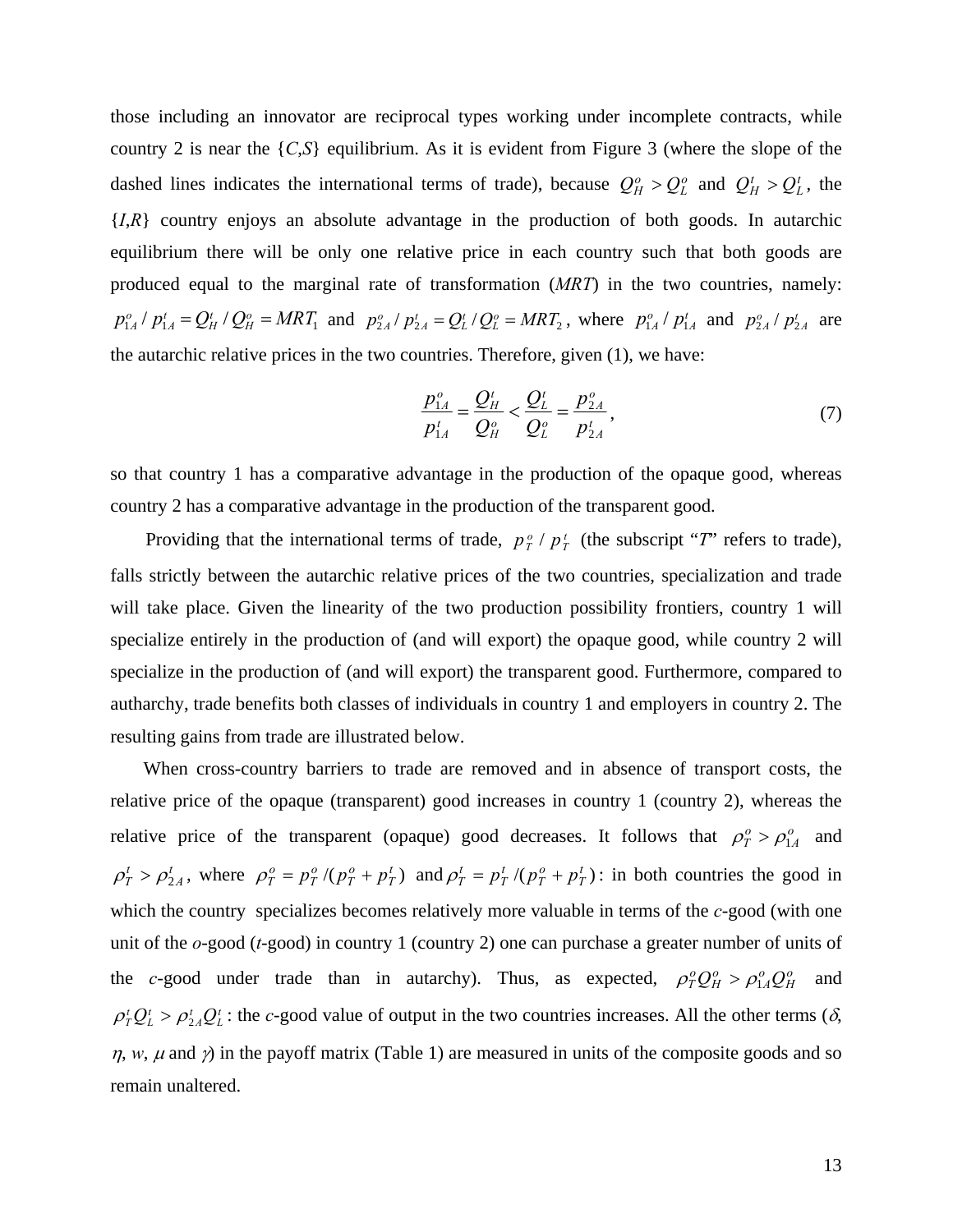those including an innovator are reciprocal types working under incomplete contracts, while country 2 is near the {*C*,*S*} equilibrium. As it is evident from Figure 3 (where the slope of the dashed lines indicates the international terms of trade), because $Q_H^o > Q_L^o$ and $Q_H^t > Q_L^t$, the {*I*,*R*} country enjoys an absolute advantage in the production of both goods. In autarchic equilibrium there will be only one relative price in each country such that both goods are produced equal to the marginal rate of transformation (*MRT*) in the two countries, namely: $p_{1A}^o / p_{1A}^t = Q_H^t / Q_H^o = MRT_1$ and $p_{2A}^o / p_{2A}^t = Q_L^t / Q_L^o = MRT_2$, where $p_{1A}^o / p_{1A}^t$ and $p_{2A}^o / p_{2A}^t$ are the autarchic relative prices in the two countries. Therefore, given (1), we have:

$$\frac{p_{1A}^o}{p_{1A}^t} = \frac{Q_H^t}{Q_H^o} < \frac{Q_L^t}{Q_L^o} = \frac{p_{2A}^o}{p_{2A}^t}, \tag{7}$$

so that country 1 has a comparative advantage in the production of the opaque good, whereas country 2 has a comparative advantage in the production of the transparent good.

Providing that the international terms of trade, $p_T^o / p_T^t$ (the subscript "*T*" refers to trade), falls strictly between the autarchic relative prices of the two countries, specialization and trade will take place. Given the linearity of the two production possibility frontiers, country 1 will specialize entirely in the production of (and will export) the opaque good, while country 2 will specialize in the production of (and will export) the transparent good. Furthermore, compared to autharchy, trade benefits both classes of individuals in country 1 and employers in country 2. The resulting gains from trade are illustrated below.

When cross-country barriers to trade are removed and in absence of transport costs, the relative price of the opaque (transparent) good increases in country 1 (country 2), whereas the relative price of the transparent (opaque) good decreases. It follows that $\rho_T^o > \rho_{1A}^o$ and $\rho_T^t > \rho_{2A}^t$, where $\rho_T^o = p_T^o / (p_T^o + p_T^t)$ and $\rho_T^t = p_T^t / (p_T^o + p_T^t)$: in both countries the good in which the country specializes becomes relatively more valuable in terms of the *c*-good (with one unit of the *o*-good (*t*-good) in country 1 (country 2) one can purchase a greater number of units of the *c*-good under trade than in autarchy). Thus, as expected, $\rho_T^o Q_H^o > \rho_{1A}^o Q_H^o$ and $\rho_T^t Q_L^t > \rho_{2A}^t Q_L^t$: the *c*-good value of output in the two countries increases. All the other terms ($\delta$, $\eta$, $w$, $\mu$ and $\gamma$) in the payoff matrix (Table 1) are measured in units of the composite goods and so remain unaltered.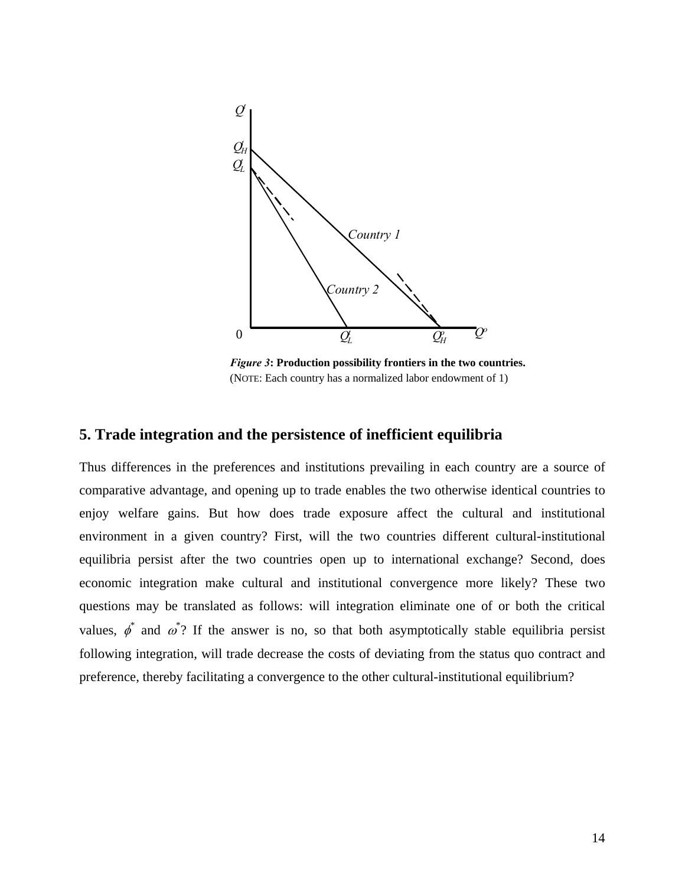*Figure 3*: **Production possibility frontiers in the two countries.**
(NOTE: Each country has a normalized labor endowment of 1)

## 5. Trade integration and the persistence of inefficient equilibria

Thus differences in the preferences and institutions prevailing in each country are a source of comparative advantage, and opening up to trade enables the two otherwise identical countries to enjoy welfare gains. But how does trade exposure affect the cultural and institutional environment in a given country? First, will the two countries different cultural-institutional equilibria persist after the two countries open up to international exchange? Second, does economic integration make cultural and institutional convergence more likely? These two questions may be translated as follows: will integration eliminate one of or both the critical values, $\phi^*$ and $\omega^*$? If the answer is no, so that both asymptotically stable equilibria persist following integration, will trade decrease the costs of deviating from the status quo contract and preference, thereby facilitating a convergence to the other cultural-institutional equilibrium?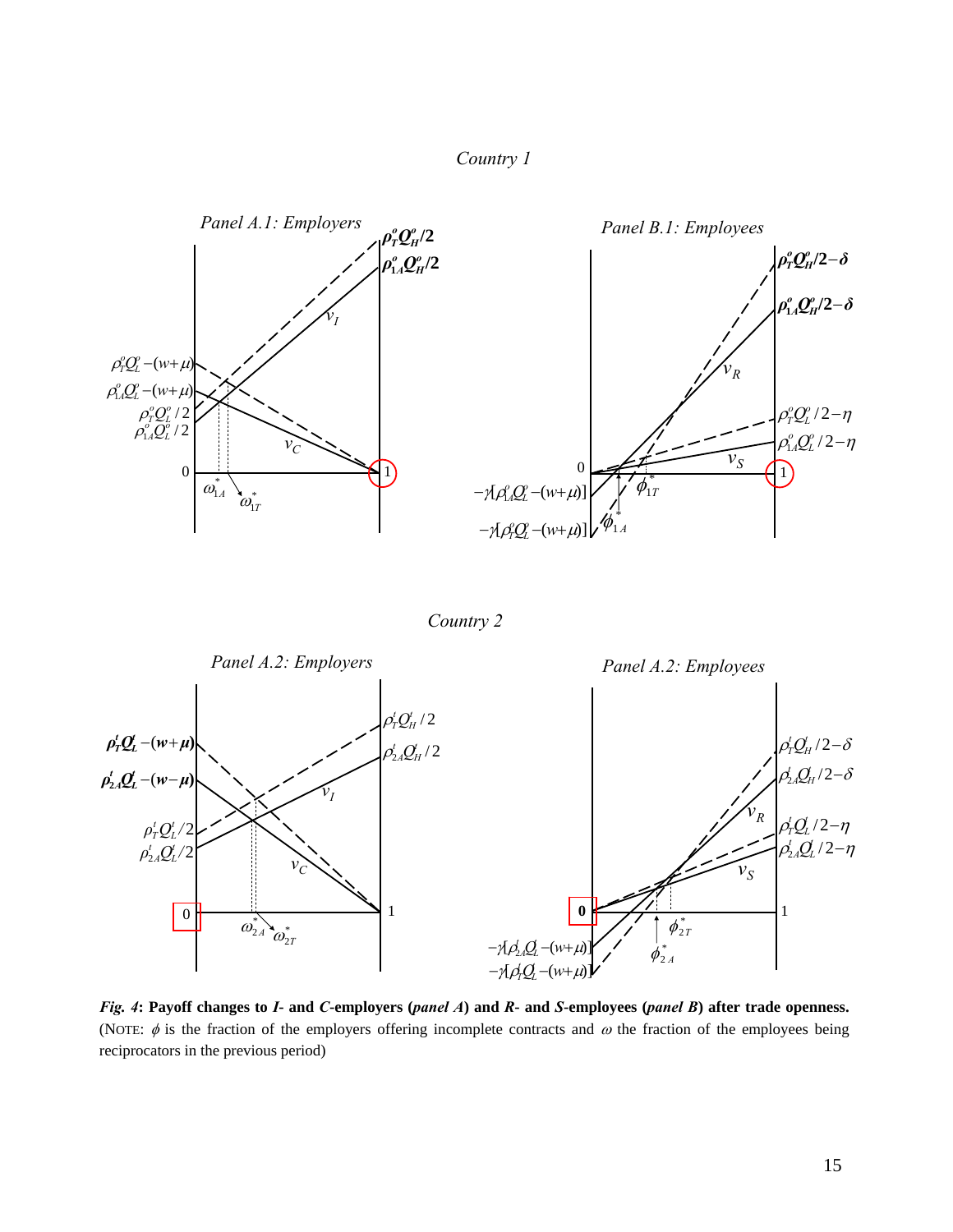*Country 1*

*Panel A.1: Employers*

*Panel B.1: Employees*

*Country 2*

*Panel A.2: Employers*

*Panel A.2: Employees*

***Fig. 4*: Payoff changes to *I*- and *C*-employers (*panel A*) and *R*- and *S*-employees (*panel B*) after trade openness.** (NOTE: $\phi$ is the fraction of the employers offering incomplete contracts and $\omega$ the fraction of the employees being reciprocators in the previous period)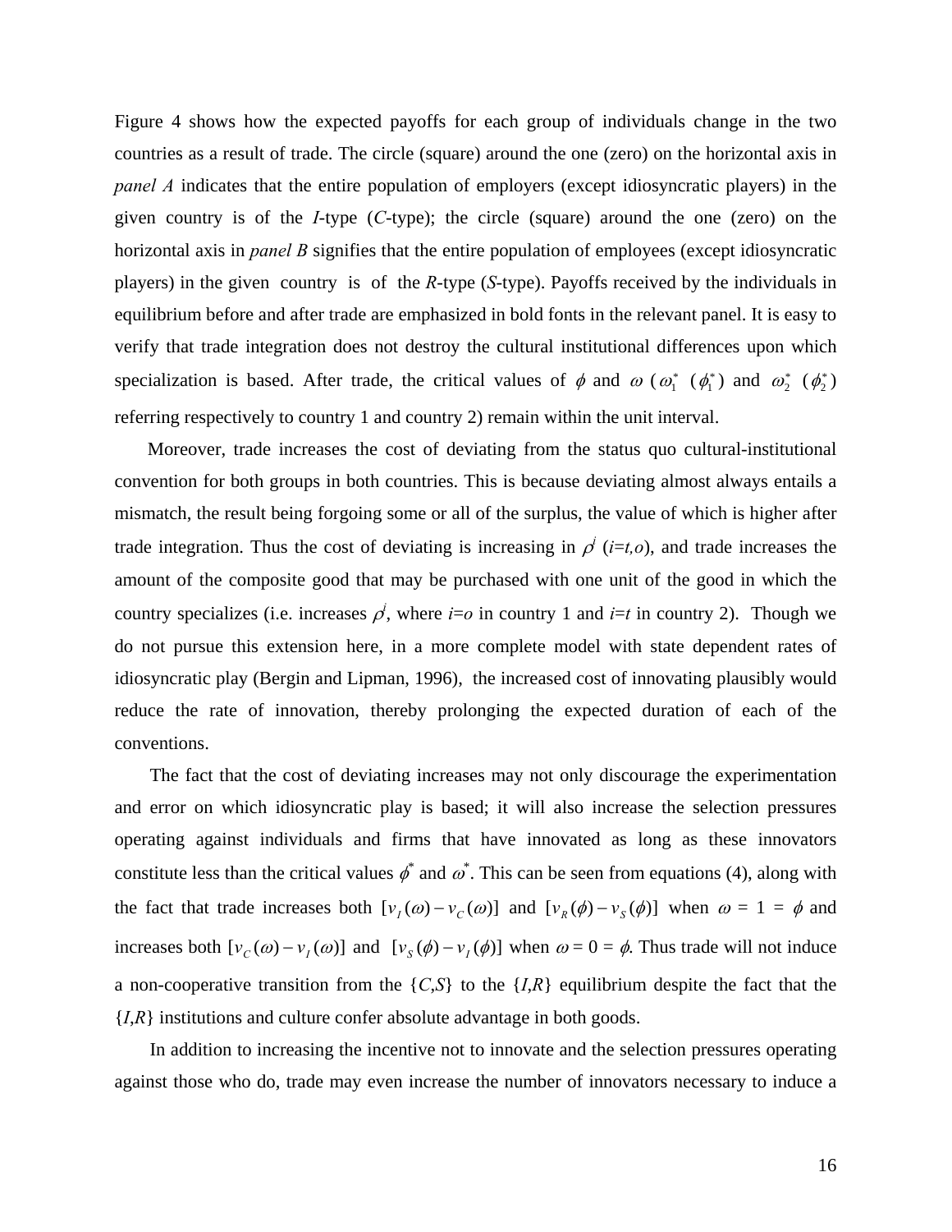Figure 4 shows how the expected payoffs for each group of individuals change in the two countries as a result of trade. The circle (square) around the one (zero) on the horizontal axis in *panel A* indicates that the entire population of employers (except idiosyncratic players) in the given country is of the *I*-type (*C*-type); the circle (square) around the one (zero) on the horizontal axis in *panel B* signifies that the entire population of employees (except idiosyncratic players) in the given country is of the *R*-type (*S*-type). Payoffs received by the individuals in equilibrium before and after trade are emphasized in bold fonts in the relevant panel. It is easy to verify that trade integration does not destroy the cultural institutional differences upon which specialization is based. After trade, the critical values of $\phi$ and $\omega$ ($\omega_1^*$ ($\phi_1^*$) and $\omega_2^*$ ($\phi_2^*$) referring respectively to country 1 and country 2) remain within the unit interval.

Moreover, trade increases the cost of deviating from the status quo cultural-institutional convention for both groups in both countries. This is because deviating almost always entails a mismatch, the result being forgoing some or all of the surplus, the value of which is higher after trade integration. Thus the cost of deviating is increasing in $\rho^i$ ($i$=$t,o$), and trade increases the amount of the composite good that may be purchased with one unit of the good in which the country specializes (i.e. increases $\rho^i$, where $i$=$o$ in country 1 and $i$=$t$ in country 2). Though we do not pursue this extension here, in a more complete model with state dependent rates of idiosyncratic play (Bergin and Lipman, 1996), the increased cost of innovating plausibly would reduce the rate of innovation, thereby prolonging the expected duration of each of the conventions.

The fact that the cost of deviating increases may not only discourage the experimentation and error on which idiosyncratic play is based; it will also increase the selection pressures operating against individuals and firms that have innovated as long as these innovators constitute less than the critical values $\phi^*$ and $\omega^*$. This can be seen from equations (4), along with the fact that trade increases both $[v_I(\omega) - v_C(\omega)]$ and $[v_R(\phi) - v_S(\phi)]$ when $\omega = 1 = \phi$ and increases both $[v_C(\omega) - v_I(\omega)]$ and $[v_S(\phi) - v_I(\phi)]$ when $\omega = 0 = \phi$. Thus trade will not induce a non-cooperative transition from the $\{C,S\}$ to the $\{I,R\}$ equilibrium despite the fact that the $\{I,R\}$ institutions and culture confer absolute advantage in both goods.

In addition to increasing the incentive not to innovate and the selection pressures operating against those who do, trade may even increase the number of innovators necessary to induce a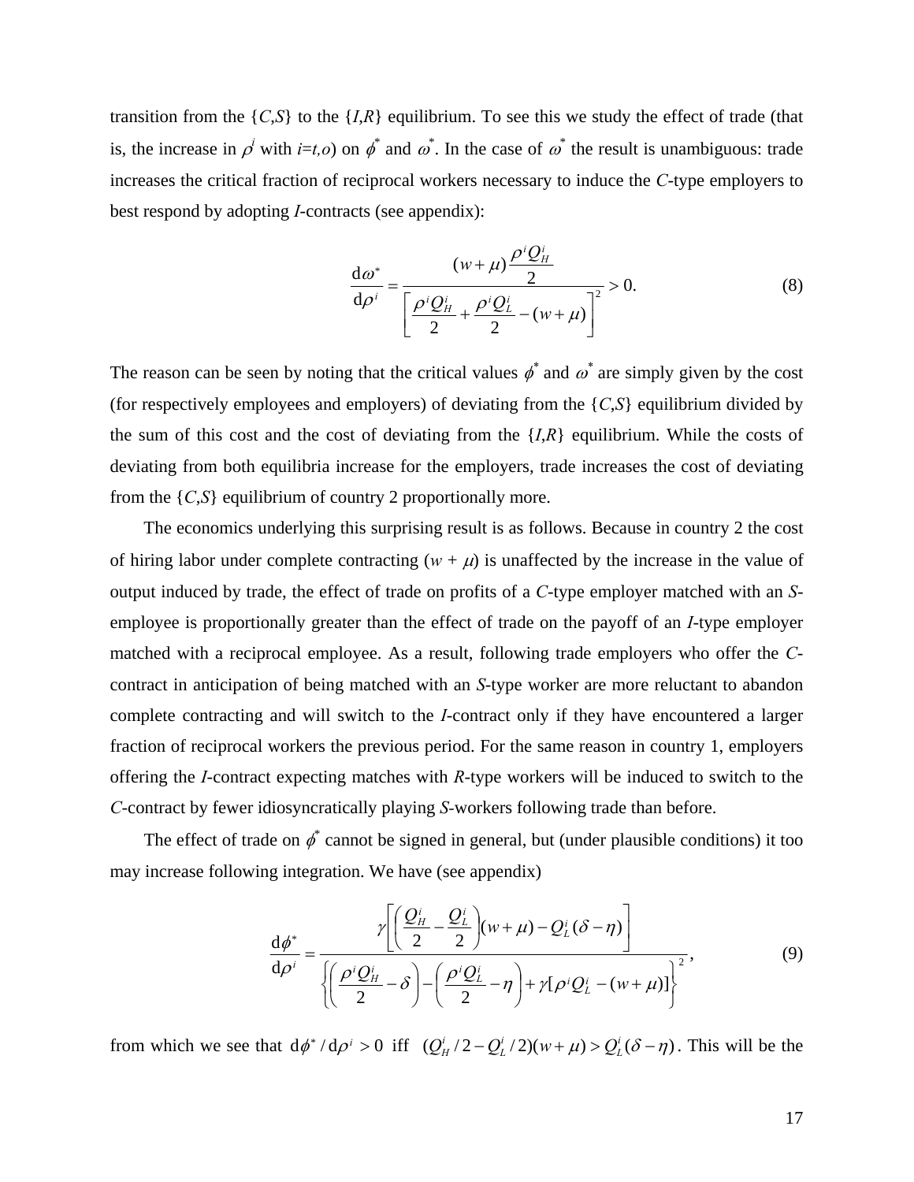transition from the {*C*,*S*} to the {*I*,*R*} equilibrium. To see this we study the effect of trade (that is, the increase in $\rho^i$ with $i$=*t,o*) on $\phi^*$ and $\omega^*$. In the case of $\omega^*$ the result is unambiguous: trade increases the critical fraction of reciprocal workers necessary to induce the *C*-type employers to best respond by adopting *I*-contracts (see appendix):

$$\frac{\mathrm{d}\omega^*}{\mathrm{d}\rho^i} = \frac{(w+\mu)\dfrac{\rho^i Q_H^i}{2}}{\left[\dfrac{\rho^i Q_H^i}{2} + \dfrac{\rho^i Q_L^i}{2} - (w+\mu)\right]^2} > 0. \tag{8}$$

The reason can be seen by noting that the critical values $\phi^*$ and $\omega^*$ are simply given by the cost (for respectively employees and employers) of deviating from the {*C*,*S*} equilibrium divided by the sum of this cost and the cost of deviating from the {*I*,*R*} equilibrium. While the costs of deviating from both equilibria increase for the employers, trade increases the cost of deviating from the {*C*,*S*} equilibrium of country 2 proportionally more.

The economics underlying this surprising result is as follows. Because in country 2 the cost of hiring labor under complete contracting ($w + \mu$) is unaffected by the increase in the value of output induced by trade, the effect of trade on profits of a *C*-type employer matched with an *S*-employee is proportionally greater than the effect of trade on the payoff of an *I*-type employer matched with a reciprocal employee. As a result, following trade employers who offer the *C*-contract in anticipation of being matched with an *S*-type worker are more reluctant to abandon complete contracting and will switch to the *I*-contract only if they have encountered a larger fraction of reciprocal workers the previous period. For the same reason in country 1, employers offering the *I*-contract expecting matches with *R*-type workers will be induced to switch to the *C*-contract by fewer idiosyncratically playing *S*-workers following trade than before.

The effect of trade on $\phi^*$ cannot be signed in general, but (under plausible conditions) it too may increase following integration. We have (see appendix)

$$\frac{\mathrm{d}\phi^*}{\mathrm{d}\rho^i} = \frac{\gamma\left[\left(\dfrac{Q_H^i}{2} - \dfrac{Q_L^i}{2}\right)(w+\mu) - Q_L^i(\delta-\eta)\right]}{\left\{\left(\dfrac{\rho^i Q_H^i}{2} - \delta\right) - \left(\dfrac{\rho^i Q_L^i}{2} - \eta\right) + \gamma[\rho^i Q_L^i - (w+\mu)]\right\}^2}, \tag{9}$$

from which we see that $\mathrm{d}\phi^*/\mathrm{d}\rho^i > 0$ iff $(Q_H^i/2 - Q_L^i/2)(w+\mu) > Q_L^i(\delta-\eta)$. This will be the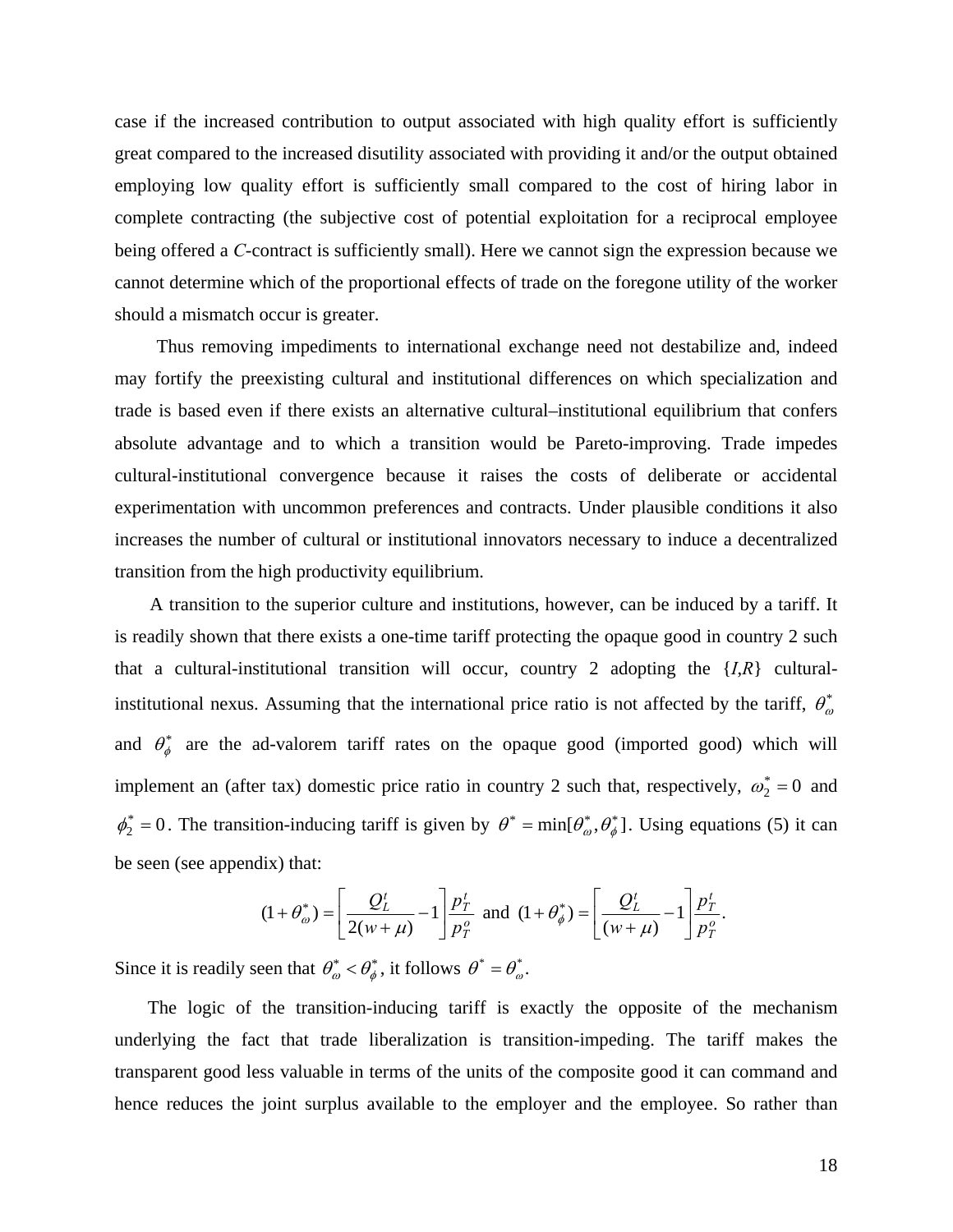case if the increased contribution to output associated with high quality effort is sufficiently great compared to the increased disutility associated with providing it and/or the output obtained employing low quality effort is sufficiently small compared to the cost of hiring labor in complete contracting (the subjective cost of potential exploitation for a reciprocal employee being offered a *C*-contract is sufficiently small). Here we cannot sign the expression because we cannot determine which of the proportional effects of trade on the foregone utility of the worker should a mismatch occur is greater.

Thus removing impediments to international exchange need not destabilize and, indeed may fortify the preexisting cultural and institutional differences on which specialization and trade is based even if there exists an alternative cultural–institutional equilibrium that confers absolute advantage and to which a transition would be Pareto-improving. Trade impedes cultural-institutional convergence because it raises the costs of deliberate or accidental experimentation with uncommon preferences and contracts. Under plausible conditions it also increases the number of cultural or institutional innovators necessary to induce a decentralized transition from the high productivity equilibrium.

A transition to the superior culture and institutions, however, can be induced by a tariff. It is readily shown that there exists a one-time tariff protecting the opaque good in country 2 such that a cultural-institutional transition will occur, country 2 adopting the $\{I,R\}$ cultural-institutional nexus. Assuming that the international price ratio is not affected by the tariff, $\theta^*_\omega$ and $\theta^*_\phi$ are the ad-valorem tariff rates on the opaque good (imported good) which will implement an (after tax) domestic price ratio in country 2 such that, respectively, $\omega^*_2 = 0$ and $\phi^*_2 = 0$. The transition-inducing tariff is given by $\theta^* = \min[\theta^*_\omega, \theta^*_\phi]$. Using equations (5) it can be seen (see appendix) that:

$$(1+\theta^*_\omega) = \left[\frac{Q^t_L}{2(w+\mu)} - 1\right]\frac{p^t_T}{p^o_T} \text{ and } (1+\theta^*_\phi) = \left[\frac{Q^t_L}{(w+\mu)} - 1\right]\frac{p^t_T}{p^o_T}.$$

Since it is readily seen that $\theta^*_\omega < \theta^*_\phi$, it follows $\theta^* = \theta^*_\omega$.

The logic of the transition-inducing tariff is exactly the opposite of the mechanism underlying the fact that trade liberalization is transition-impeding. The tariff makes the transparent good less valuable in terms of the units of the composite good it can command and hence reduces the joint surplus available to the employer and the employee. So rather than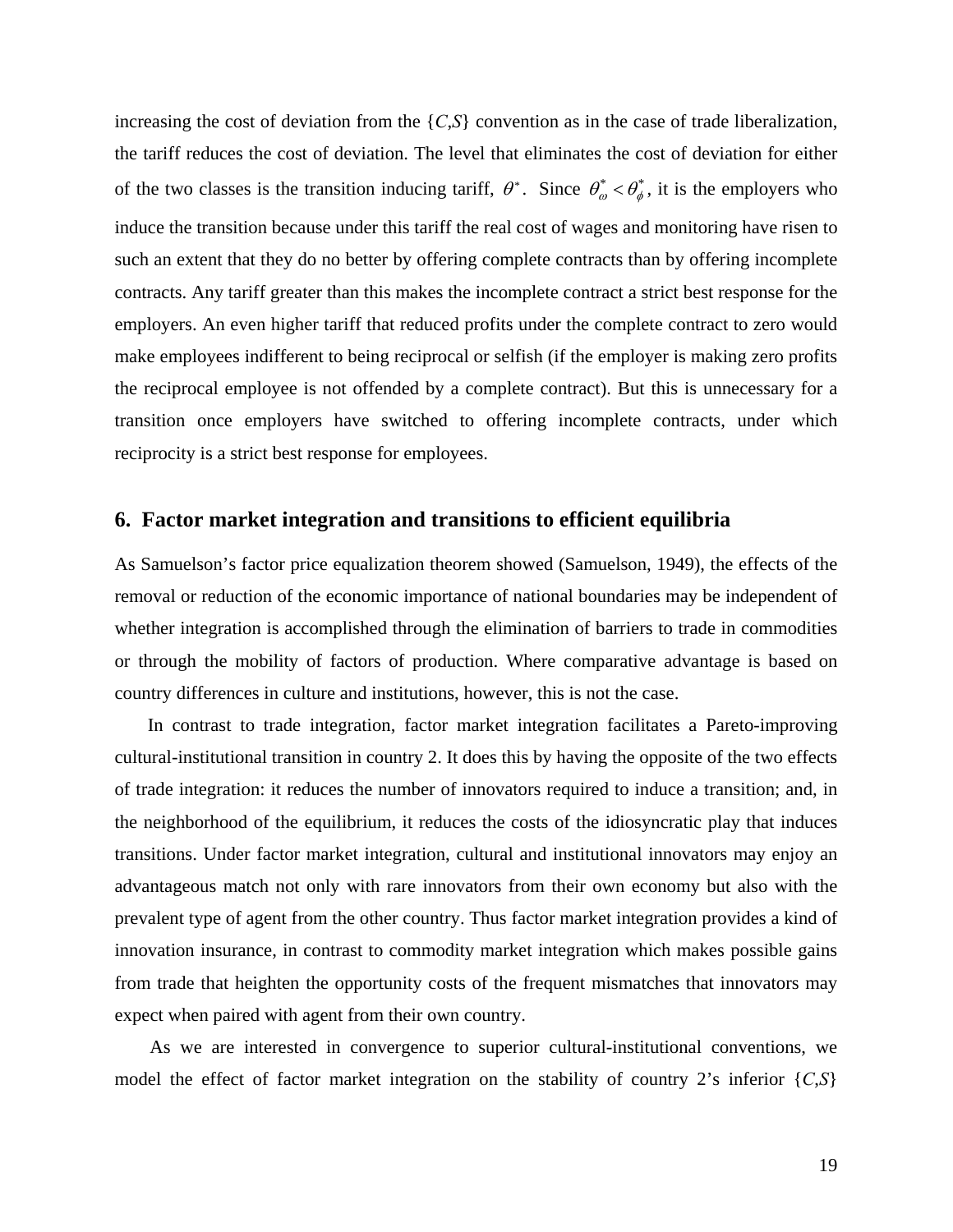increasing the cost of deviation from the {*C*,*S*} convention as in the case of trade liberalization, the tariff reduces the cost of deviation. The level that eliminates the cost of deviation for either of the two classes is the transition inducing tariff, $\theta^*$. Since $\theta^*_\omega < \theta^*_\phi$, it is the employers who induce the transition because under this tariff the real cost of wages and monitoring have risen to such an extent that they do no better by offering complete contracts than by offering incomplete contracts. Any tariff greater than this makes the incomplete contract a strict best response for the employers. An even higher tariff that reduced profits under the complete contract to zero would make employees indifferent to being reciprocal or selfish (if the employer is making zero profits the reciprocal employee is not offended by a complete contract). But this is unnecessary for a transition once employers have switched to offering incomplete contracts, under which reciprocity is a strict best response for employees.

## 6. Factor market integration and transitions to efficient equilibria

As Samuelson's factor price equalization theorem showed (Samuelson, 1949), the effects of the removal or reduction of the economic importance of national boundaries may be independent of whether integration is accomplished through the elimination of barriers to trade in commodities or through the mobility of factors of production. Where comparative advantage is based on country differences in culture and institutions, however, this is not the case.

In contrast to trade integration, factor market integration facilitates a Pareto-improving cultural-institutional transition in country 2. It does this by having the opposite of the two effects of trade integration: it reduces the number of innovators required to induce a transition; and, in the neighborhood of the equilibrium, it reduces the costs of the idiosyncratic play that induces transitions. Under factor market integration, cultural and institutional innovators may enjoy an advantageous match not only with rare innovators from their own economy but also with the prevalent type of agent from the other country. Thus factor market integration provides a kind of innovation insurance, in contrast to commodity market integration which makes possible gains from trade that heighten the opportunity costs of the frequent mismatches that innovators may expect when paired with agent from their own country.

As we are interested in convergence to superior cultural-institutional conventions, we model the effect of factor market integration on the stability of country 2's inferior {*C*,*S*}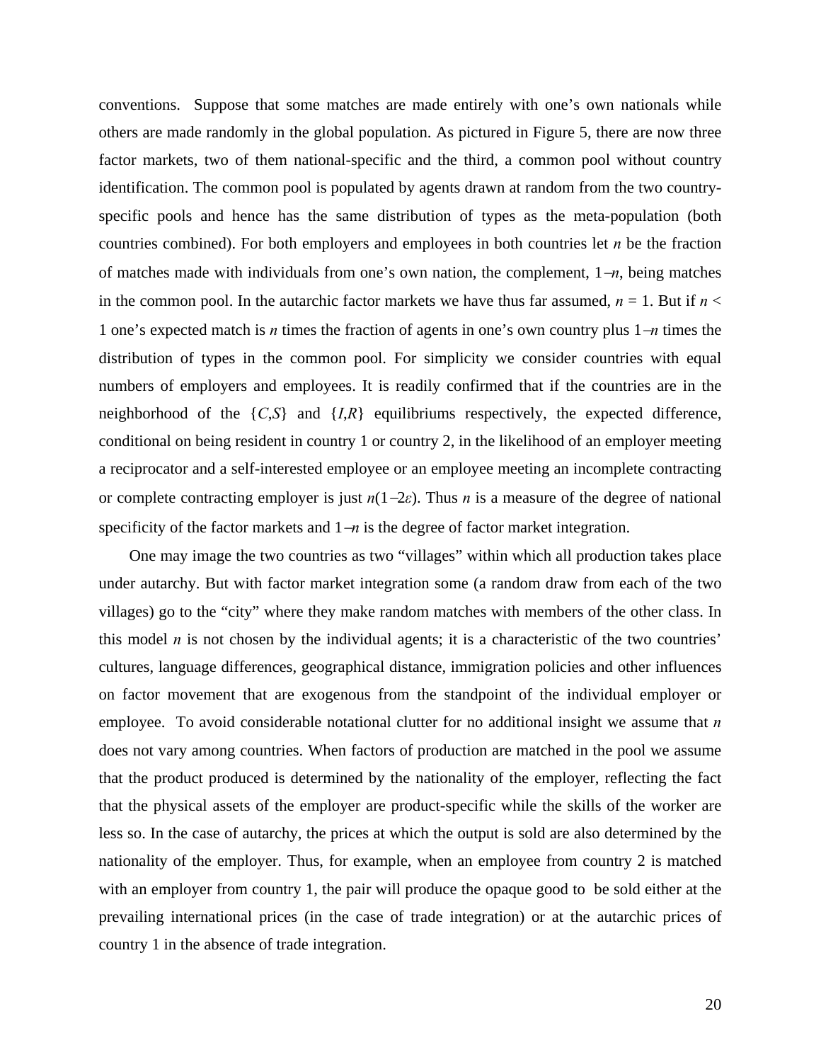conventions. Suppose that some matches are made entirely with one's own nationals while others are made randomly in the global population. As pictured in Figure 5, there are now three factor markets, two of them national-specific and the third, a common pool without country identification. The common pool is populated by agents drawn at random from the two country-specific pools and hence has the same distribution of types as the meta-population (both countries combined). For both employers and employees in both countries let $n$ be the fraction of matches made with individuals from one's own nation, the complement, $1-n$, being matches in the common pool. In the autarchic factor markets we have thus far assumed, $n = 1$. But if $n < 1$ one's expected match is $n$ times the fraction of agents in one's own country plus $1-n$ times the distribution of types in the common pool. For simplicity we consider countries with equal numbers of employers and employees. It is readily confirmed that if the countries are in the neighborhood of the $\{C,S\}$ and $\{I,R\}$ equilibriums respectively, the expected difference, conditional on being resident in country 1 or country 2, in the likelihood of an employer meeting a reciprocator and a self-interested employee or an employee meeting an incomplete contracting or complete contracting employer is just $n(1-2\varepsilon)$. Thus $n$ is a measure of the degree of national specificity of the factor markets and $1-n$ is the degree of factor market integration.

One may image the two countries as two "villages" within which all production takes place under autarchy. But with factor market integration some (a random draw from each of the two villages) go to the "city" where they make random matches with members of the other class. In this model $n$ is not chosen by the individual agents; it is a characteristic of the two countries' cultures, language differences, geographical distance, immigration policies and other influences on factor movement that are exogenous from the standpoint of the individual employer or employee. To avoid considerable notational clutter for no additional insight we assume that $n$ does not vary among countries. When factors of production are matched in the pool we assume that the product produced is determined by the nationality of the employer, reflecting the fact that the physical assets of the employer are product-specific while the skills of the worker are less so. In the case of autarchy, the prices at which the output is sold are also determined by the nationality of the employer. Thus, for example, when an employee from country 2 is matched with an employer from country 1, the pair will produce the opaque good to be sold either at the prevailing international prices (in the case of trade integration) or at the autarchic prices of country 1 in the absence of trade integration.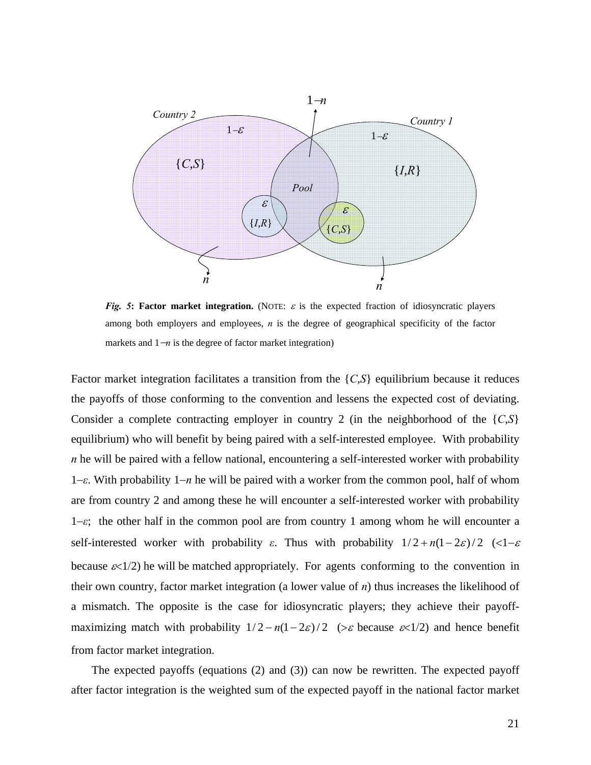*Fig. 5*: **Factor market integration.** (NOTE: $\varepsilon$ is the expected fraction of idiosyncratic players among both employers and employees, $n$ is the degree of geographical specificity of the factor markets and $1-n$ is the degree of factor market integration)

Factor market integration facilitates a transition from the $\{C,S\}$ equilibrium because it reduces the payoffs of those conforming to the convention and lessens the expected cost of deviating. Consider a complete contracting employer in country 2 (in the neighborhood of the $\{C,S\}$ equilibrium) who will benefit by being paired with a self-interested employee. With probability $n$ he will be paired with a fellow national, encountering a self-interested worker with probability $1-\varepsilon$. With probability $1-n$ he will be paired with a worker from the common pool, half of whom are from country 2 and among these he will encounter a self-interested worker with probability $1-\varepsilon$; the other half in the common pool are from country 1 among whom he will encounter a self-interested worker with probability $\varepsilon$. Thus with probability $1/2+n(1-2\varepsilon)/2$ ($<1-\varepsilon$ because $\varepsilon<1/2$) he will be matched appropriately. For agents conforming to the convention in their own country, factor market integration (a lower value of $n$) thus increases the likelihood of a mismatch. The opposite is the case for idiosyncratic players; they achieve their payoff-maximizing match with probability $1/2-n(1-2\varepsilon)/2$ ($>\varepsilon$ because $\varepsilon<1/2$) and hence benefit from factor market integration.

The expected payoffs (equations (2) and (3)) can now be rewritten. The expected payoff after factor integration is the weighted sum of the expected payoff in the national factor market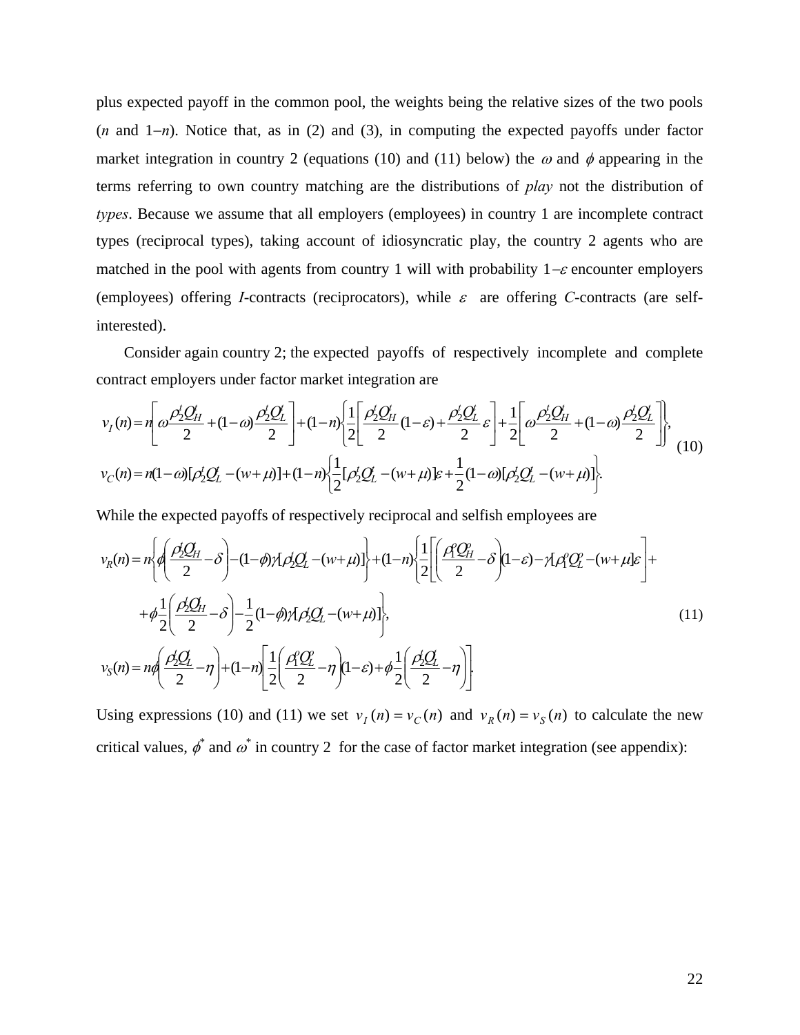plus expected payoff in the common pool, the weights being the relative sizes of the two pools ($n$ and $1-n$). Notice that, as in (2) and (3), in computing the expected payoffs under factor market integration in country 2 (equations (10) and (11) below) the $\omega$ and $\phi$ appearing in the terms referring to own country matching are the distributions of *play* not the distribution of *types*. Because we assume that all employers (employees) in country 1 are incomplete contract types (reciprocal types), taking account of idiosyncratic play, the country 2 agents who are matched in the pool with agents from country 1 will with probability $1-\varepsilon$ encounter employers (employees) offering *I*-contracts (reciprocators), while $\varepsilon$ are offering *C*-contracts (are self-interested).

Consider again country 2; the expected payoffs of respectively incomplete and complete contract employers under factor market integration are

$$
\begin{aligned}
v_I(n) &= n\left[\omega\frac{\rho_2^t Q_H^t}{2} + (1-\omega)\frac{\rho_2^t Q_L^t}{2}\right] + (1-n)\left\{\frac{1}{2}\left[\frac{\rho_2^t Q_H^t}{2}(1-\varepsilon) + \frac{\rho_2^t Q_L^t}{2}\varepsilon\right] + \frac{1}{2}\left[\omega\frac{\rho_2^t Q_H^t}{2} + (1-\omega)\frac{\rho_2^t Q_L^t}{2}\right]\right\}, \\
v_C(n) &= n(1-\omega)[\rho_2^t Q_L^t - (w+\mu)] + (1-n)\left\{\frac{1}{2}[\rho_2^t Q_L^t - (w+\mu)]\varepsilon + \frac{1}{2}(1-\omega)[\rho_2^t Q_L^t - (w+\mu)]\right\}.
\end{aligned}
\tag{10}
$$

While the expected payoffs of respectively reciprocal and selfish employees are

$$
\begin{aligned}
v_R(n) &= n\left\{\phi\left(\frac{\rho_2^t Q_H^t}{2} - \delta\right) - (1-\phi)\gamma[\rho_2^t Q_L^t - (w+\mu)]\right\} + (1-n)\left\{\frac{1}{2}\left[\left(\frac{\rho_1^o Q_H^o}{2} - \delta\right)(1-\varepsilon) - \gamma[\rho_1^o Q_L^o - (w+\mu)]\varepsilon\right] + \right. \\
&\quad \left. + \phi\frac{1}{2}\left(\frac{\rho_2^t Q_H^t}{2} - \delta\right) - \frac{1}{2}(1-\phi)\gamma[\rho_2^t Q_L^t - (w+\mu)]\right\}, \\
v_S(n) &= n\phi\left(\frac{\rho_2^t Q_L^t}{2} - \eta\right) + (1-n)\left[\frac{1}{2}\left(\frac{\rho_1^o Q_L^o}{2} - \eta\right)(1-\varepsilon) + \phi\frac{1}{2}\left(\frac{\rho_2^t Q_L^t}{2} - \eta\right)\right].
\end{aligned}
\tag{11}
$$

Using expressions (10) and (11) we set $v_I(n) = v_C(n)$ and $v_R(n) = v_S(n)$ to calculate the new critical values, $\phi^*$ and $\omega^*$ in country 2 for the case of factor market integration (see appendix):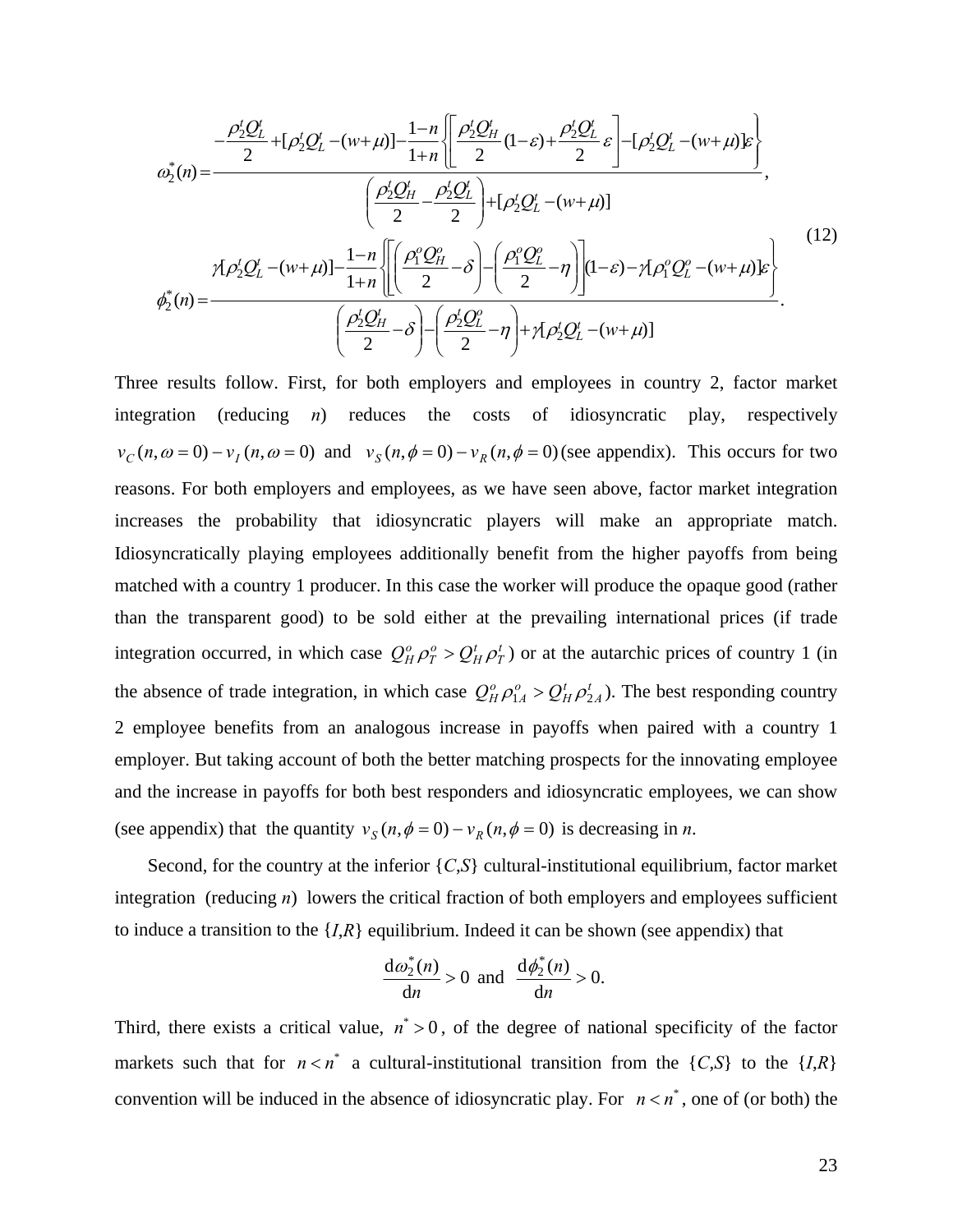$$
\omega_2^*(n) = \frac{-\frac{\rho_2^t Q_L^t}{2} + [\rho_2^t Q_L^t - (w+\mu)] - \frac{1-n}{1+n}\left\{\left[\frac{\rho_2^t Q_H^t}{2}(1-\varepsilon) + \frac{\rho_2^t Q_L^t}{2}\varepsilon\right] - [\rho_2^t Q_L^t - (w+\mu)]\varepsilon\right\}}{\left(\frac{\rho_2^t Q_H^t}{2} - \frac{\rho_2^t Q_L^t}{2}\right) + [\rho_2^t Q_L^t - (w+\mu)]},
$$

$$
\phi_2^*(n) = \frac{\gamma[\rho_2^t Q_L^t - (w+\mu)] - \frac{1-n}{1+n}\left\{\left[\left(\frac{\rho_1^o Q_H^o}{2} - \delta\right) - \left(\frac{\rho_1^o Q_L^o}{2} - \eta\right)\right](1-\varepsilon) - \gamma[\rho_1^o Q_L^o - (w+\mu)]\varepsilon\right\}}{\left(\frac{\rho_2^t Q_H^t}{2} - \delta\right) - \left(\frac{\rho_2^t Q_L^o}{2} - \eta\right) + \gamma[\rho_2^t Q_L^t - (w+\mu)]}. \tag{12}
$$

Three results follow. First, for both employers and employees in country 2, factor market integration (reducing $n$) reduces the costs of idiosyncratic play, respectively $v_C(n, \omega = 0) - v_I(n, \omega = 0)$ and $v_S(n, \phi = 0) - v_R(n, \phi = 0)$ (see appendix). This occurs for two reasons. For both employers and employees, as we have seen above, factor market integration increases the probability that idiosyncratic players will make an appropriate match. Idiosyncratically playing employees additionally benefit from the higher payoffs from being matched with a country 1 producer. In this case the worker will produce the opaque good (rather than the transparent good) to be sold either at the prevailing international prices (if trade integration occurred, in which case $Q_H^o \rho_T^o > Q_H^t \rho_T^t$) or at the autarchic prices of country 1 (in the absence of trade integration, in which case $Q_H^o \rho_{1A}^o > Q_H^t \rho_{2A}^t$). The best responding country 2 employee benefits from an analogous increase in payoffs when paired with a country 1 employer. But taking account of both the better matching prospects for the innovating employee and the increase in payoffs for both best responders and idiosyncratic employees, we can show (see appendix) that the quantity $v_S(n, \phi = 0) - v_R(n, \phi = 0)$ is decreasing in $n$.

Second, for the country at the inferior {$C$,$S$} cultural-institutional equilibrium, factor market integration (reducing $n$) lowers the critical fraction of both employers and employees sufficient to induce a transition to the {$I$,$R$} equilibrium. Indeed it can be shown (see appendix) that

$$
\frac{\mathrm{d}\omega_2^*(n)}{\mathrm{d}n} > 0 \text{ and } \frac{\mathrm{d}\phi_2^*(n)}{\mathrm{d}n} > 0.
$$

Third, there exists a critical value, $n^* > 0$, of the degree of national specificity of the factor markets such that for $n < n^*$ a cultural-institutional transition from the {$C$,$S$} to the {$I$,$R$} convention will be induced in the absence of idiosyncratic play. For $n < n^*$, one of (or both) the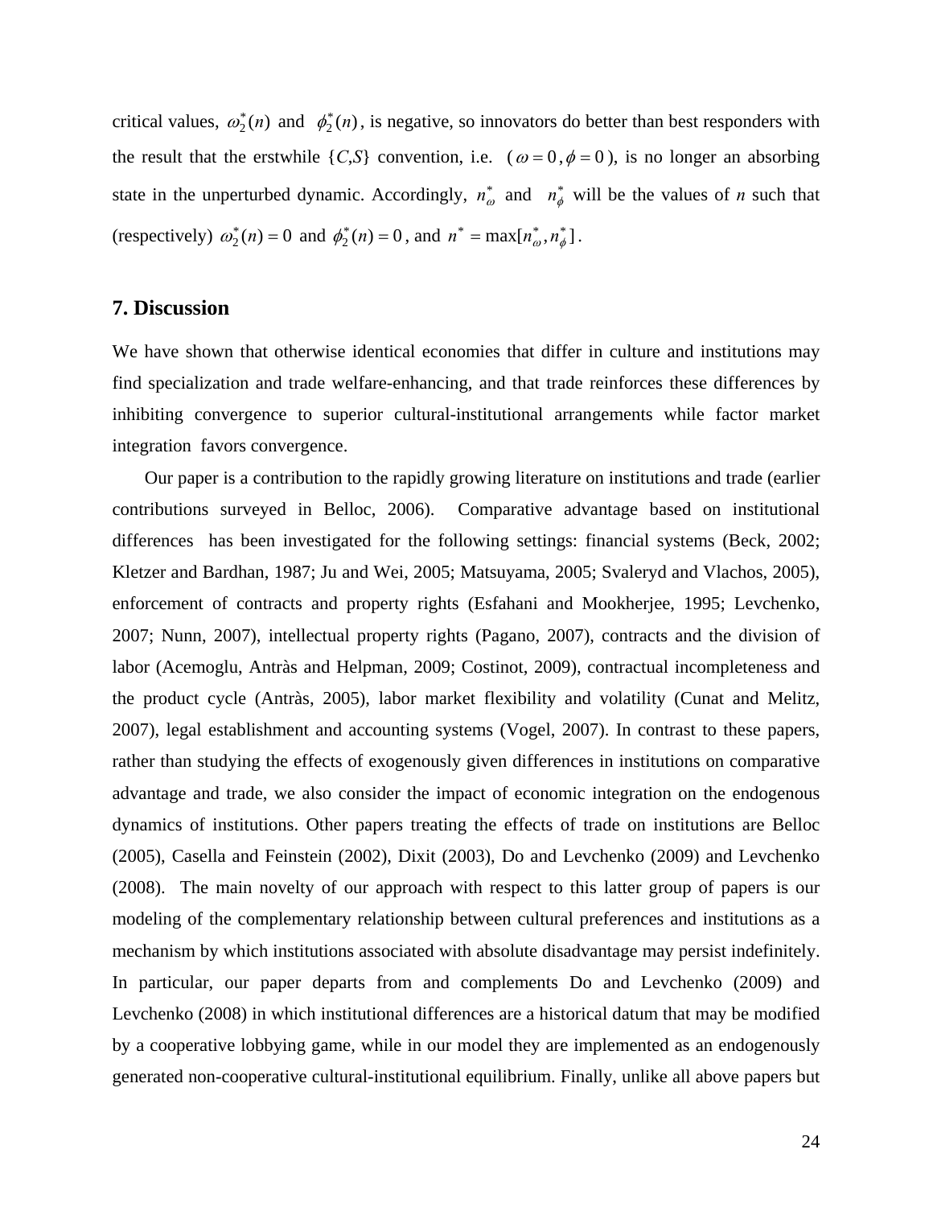critical values, $\omega_2^*(n)$ and $\phi_2^*(n)$, is negative, so innovators do better than best responders with the result that the erstwhile $\{C,S\}$ convention, i.e. ($\omega = 0, \phi = 0$), is no longer an absorbing state in the unperturbed dynamic. Accordingly, $n_\omega^*$ and $n_\phi^*$ will be the values of $n$ such that (respectively) $\omega_2^*(n) = 0$ and $\phi_2^*(n) = 0$, and $n^* = \max[n_\omega^*, n_\phi^*]$.

## 7. Discussion

We have shown that otherwise identical economies that differ in culture and institutions may find specialization and trade welfare-enhancing, and that trade reinforces these differences by inhibiting convergence to superior cultural-institutional arrangements while factor market integration favors convergence.

Our paper is a contribution to the rapidly growing literature on institutions and trade (earlier contributions surveyed in Belloc, 2006). Comparative advantage based on institutional differences has been investigated for the following settings: financial systems (Beck, 2002; Kletzer and Bardhan, 1987; Ju and Wei, 2005; Matsuyama, 2005; Svaleryd and Vlachos, 2005), enforcement of contracts and property rights (Esfahani and Mookherjee, 1995; Levchenko, 2007; Nunn, 2007), intellectual property rights (Pagano, 2007), contracts and the division of labor (Acemoglu, Antràs and Helpman, 2009; Costinot, 2009), contractual incompleteness and the product cycle (Antràs, 2005), labor market flexibility and volatility (Cunat and Melitz, 2007), legal establishment and accounting systems (Vogel, 2007). In contrast to these papers, rather than studying the effects of exogenously given differences in institutions on comparative advantage and trade, we also consider the impact of economic integration on the endogenous dynamics of institutions. Other papers treating the effects of trade on institutions are Belloc (2005), Casella and Feinstein (2002), Dixit (2003), Do and Levchenko (2009) and Levchenko (2008). The main novelty of our approach with respect to this latter group of papers is our modeling of the complementary relationship between cultural preferences and institutions as a mechanism by which institutions associated with absolute disadvantage may persist indefinitely. In particular, our paper departs from and complements Do and Levchenko (2009) and Levchenko (2008) in which institutional differences are a historical datum that may be modified by a cooperative lobbying game, while in our model they are implemented as an endogenously generated non-cooperative cultural-institutional equilibrium. Finally, unlike all above papers but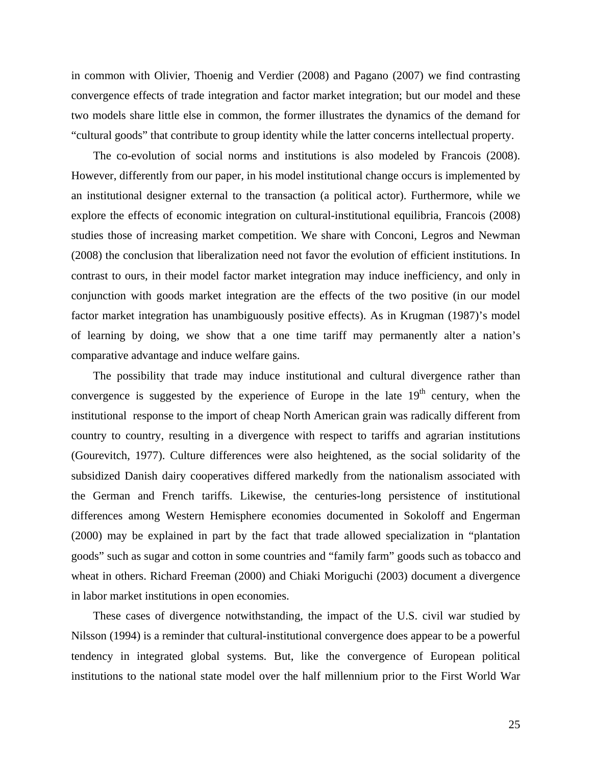in common with Olivier, Thoenig and Verdier (2008) and Pagano (2007) we find contrasting convergence effects of trade integration and factor market integration; but our model and these two models share little else in common, the former illustrates the dynamics of the demand for "cultural goods" that contribute to group identity while the latter concerns intellectual property.

The co-evolution of social norms and institutions is also modeled by Francois (2008). However, differently from our paper, in his model institutional change occurs is implemented by an institutional designer external to the transaction (a political actor). Furthermore, while we explore the effects of economic integration on cultural-institutional equilibria, Francois (2008) studies those of increasing market competition. We share with Conconi, Legros and Newman (2008) the conclusion that liberalization need not favor the evolution of efficient institutions. In contrast to ours, in their model factor market integration may induce inefficiency, and only in conjunction with goods market integration are the effects of the two positive (in our model factor market integration has unambiguously positive effects). As in Krugman (1987)'s model of learning by doing, we show that a one time tariff may permanently alter a nation's comparative advantage and induce welfare gains.

The possibility that trade may induce institutional and cultural divergence rather than convergence is suggested by the experience of Europe in the late 19th century, when the institutional response to the import of cheap North American grain was radically different from country to country, resulting in a divergence with respect to tariffs and agrarian institutions (Gourevitch, 1977). Culture differences were also heightened, as the social solidarity of the subsidized Danish dairy cooperatives differed markedly from the nationalism associated with the German and French tariffs. Likewise, the centuries-long persistence of institutional differences among Western Hemisphere economies documented in Sokoloff and Engerman (2000) may be explained in part by the fact that trade allowed specialization in "plantation goods" such as sugar and cotton in some countries and "family farm" goods such as tobacco and wheat in others. Richard Freeman (2000) and Chiaki Moriguchi (2003) document a divergence in labor market institutions in open economies.

These cases of divergence notwithstanding, the impact of the U.S. civil war studied by Nilsson (1994) is a reminder that cultural-institutional convergence does appear to be a powerful tendency in integrated global systems. But, like the convergence of European political institutions to the national state model over the half millennium prior to the First World War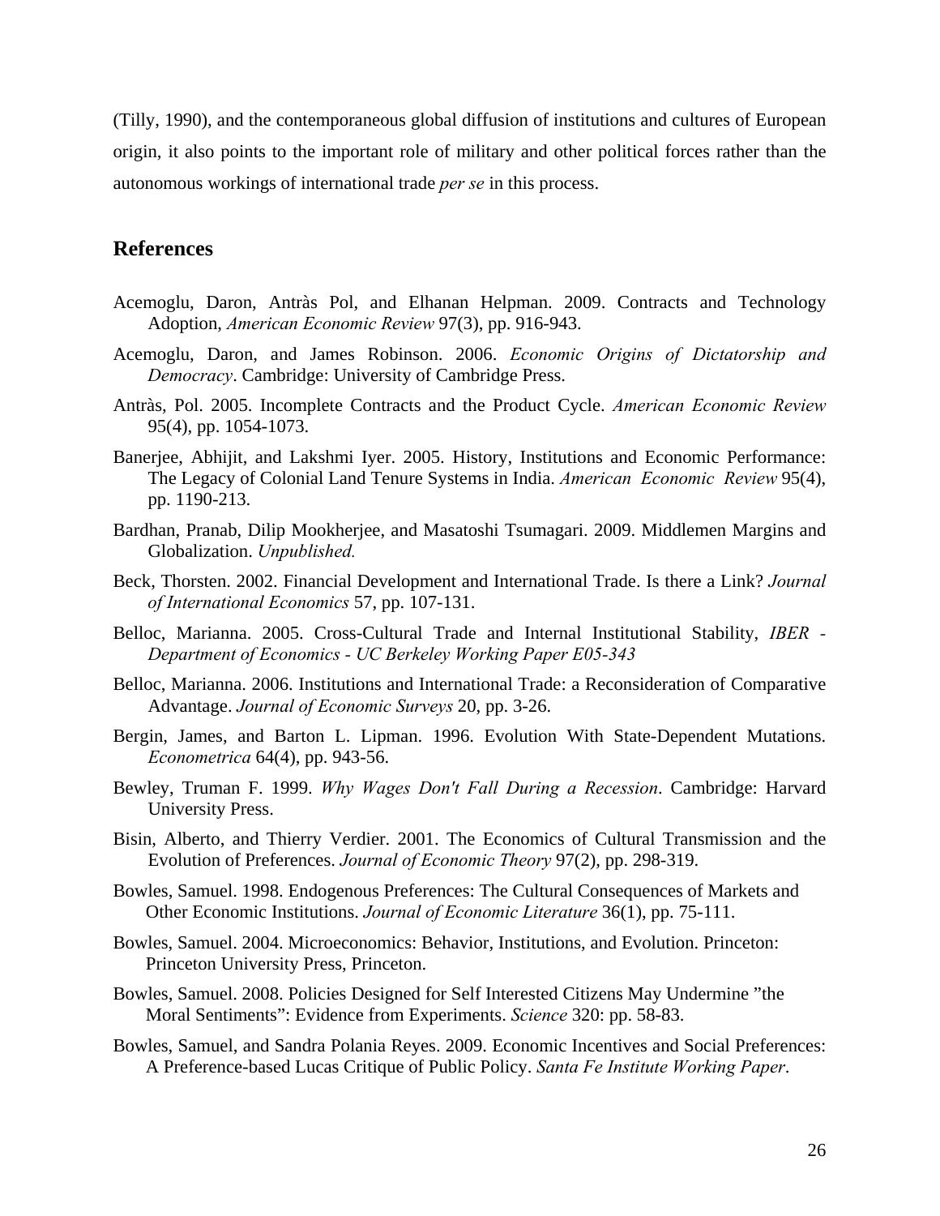(Tilly, 1990), and the contemporaneous global diffusion of institutions and cultures of European origin, it also points to the important role of military and other political forces rather than the autonomous workings of international trade *per se* in this process.

## References

Acemoglu, Daron, Antràs Pol, and Elhanan Helpman. 2009. Contracts and Technology Adoption, *American Economic Review* 97(3), pp. 916-943.

Acemoglu, Daron, and James Robinson. 2006. *Economic Origins of Dictatorship and Democracy*. Cambridge: University of Cambridge Press.

Antràs, Pol. 2005. Incomplete Contracts and the Product Cycle. *American Economic Review* 95(4), pp. 1054-1073.

Banerjee, Abhijit, and Lakshmi Iyer. 2005. History, Institutions and Economic Performance: The Legacy of Colonial Land Tenure Systems in India. *American Economic Review* 95(4), pp. 1190-213.

Bardhan, Pranab, Dilip Mookherjee, and Masatoshi Tsumagari. 2009. Middlemen Margins and Globalization. *Unpublished.*

Beck, Thorsten. 2002. Financial Development and International Trade. Is there a Link? *Journal of International Economics* 57, pp. 107-131.

Belloc, Marianna. 2005. Cross-Cultural Trade and Internal Institutional Stability, *IBER - Department of Economics - UC Berkeley Working Paper E05-343*

Belloc, Marianna. 2006. Institutions and International Trade: a Reconsideration of Comparative Advantage. *Journal of Economic Surveys* 20, pp. 3-26.

Bergin, James, and Barton L. Lipman. 1996. Evolution With State-Dependent Mutations. *Econometrica* 64(4), pp. 943-56.

Bewley, Truman F. 1999. *Why Wages Don't Fall During a Recession*. Cambridge: Harvard University Press.

Bisin, Alberto, and Thierry Verdier. 2001. The Economics of Cultural Transmission and the Evolution of Preferences. *Journal of Economic Theory* 97(2), pp. 298-319.

Bowles, Samuel. 1998. Endogenous Preferences: The Cultural Consequences of Markets and Other Economic Institutions. *Journal of Economic Literature* 36(1), pp. 75-111.

Bowles, Samuel. 2004. Microeconomics: Behavior, Institutions, and Evolution. Princeton: Princeton University Press, Princeton.

Bowles, Samuel. 2008. Policies Designed for Self Interested Citizens May Undermine "the Moral Sentiments": Evidence from Experiments. *Science* 320: pp. 58-83.

Bowles, Samuel, and Sandra Polania Reyes. 2009. Economic Incentives and Social Preferences: A Preference-based Lucas Critique of Public Policy. *Santa Fe Institute Working Paper*.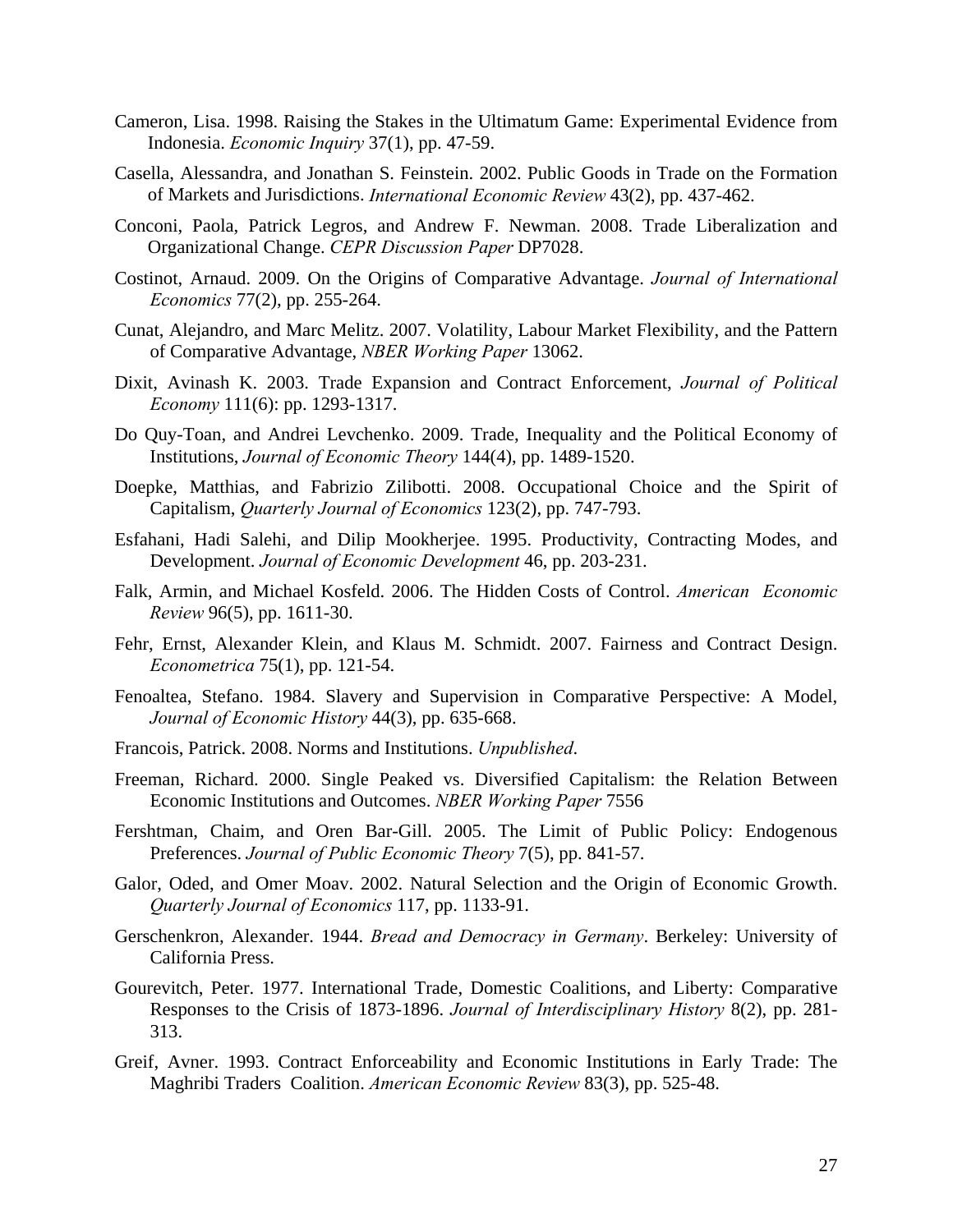Cameron, Lisa. 1998. Raising the Stakes in the Ultimatum Game: Experimental Evidence from Indonesia. *Economic Inquiry* 37(1), pp. 47-59.

Casella, Alessandra, and Jonathan S. Feinstein. 2002. Public Goods in Trade on the Formation of Markets and Jurisdictions. *International Economic Review* 43(2), pp. 437-462.

Conconi, Paola, Patrick Legros, and Andrew F. Newman. 2008. Trade Liberalization and Organizational Change. *CEPR Discussion Paper* DP7028.

Costinot, Arnaud. 2009. On the Origins of Comparative Advantage. *Journal of International Economics* 77(2), pp. 255-264.

Cunat, Alejandro, and Marc Melitz. 2007. Volatility, Labour Market Flexibility, and the Pattern of Comparative Advantage, *NBER Working Paper* 13062.

Dixit, Avinash K. 2003. Trade Expansion and Contract Enforcement, *Journal of Political Economy* 111(6): pp. 1293-1317.

Do Quy-Toan, and Andrei Levchenko. 2009. Trade, Inequality and the Political Economy of Institutions, *Journal of Economic Theory* 144(4), pp. 1489-1520.

Doepke, Matthias, and Fabrizio Zilibotti. 2008. Occupational Choice and the Spirit of Capitalism, *Quarterly Journal of Economics* 123(2), pp. 747-793.

Esfahani, Hadi Salehi, and Dilip Mookherjee. 1995. Productivity, Contracting Modes, and Development. *Journal of Economic Development* 46, pp. 203-231.

Falk, Armin, and Michael Kosfeld. 2006. The Hidden Costs of Control. *American Economic Review* 96(5), pp. 1611-30.

Fehr, Ernst, Alexander Klein, and Klaus M. Schmidt. 2007. Fairness and Contract Design. *Econometrica* 75(1), pp. 121-54.

Fenoaltea, Stefano. 1984. Slavery and Supervision in Comparative Perspective: A Model, *Journal of Economic History* 44(3), pp. 635-668.

Francois, Patrick. 2008. Norms and Institutions. *Unpublished*.

Freeman, Richard. 2000. Single Peaked vs. Diversified Capitalism: the Relation Between Economic Institutions and Outcomes. *NBER Working Paper* 7556

Fershtman, Chaim, and Oren Bar-Gill. 2005. The Limit of Public Policy: Endogenous Preferences. *Journal of Public Economic Theory* 7(5), pp. 841-57.

Galor, Oded, and Omer Moav. 2002. Natural Selection and the Origin of Economic Growth. *Quarterly Journal of Economics* 117, pp. 1133-91.

Gerschenkron, Alexander. 1944. *Bread and Democracy in Germany*. Berkeley: University of California Press.

Gourevitch, Peter. 1977. International Trade, Domestic Coalitions, and Liberty: Comparative Responses to the Crisis of 1873-1896. *Journal of Interdisciplinary History* 8(2), pp. 281-313.

Greif, Avner. 1993. Contract Enforceability and Economic Institutions in Early Trade: The Maghribi Traders Coalition. *American Economic Review* 83(3), pp. 525-48.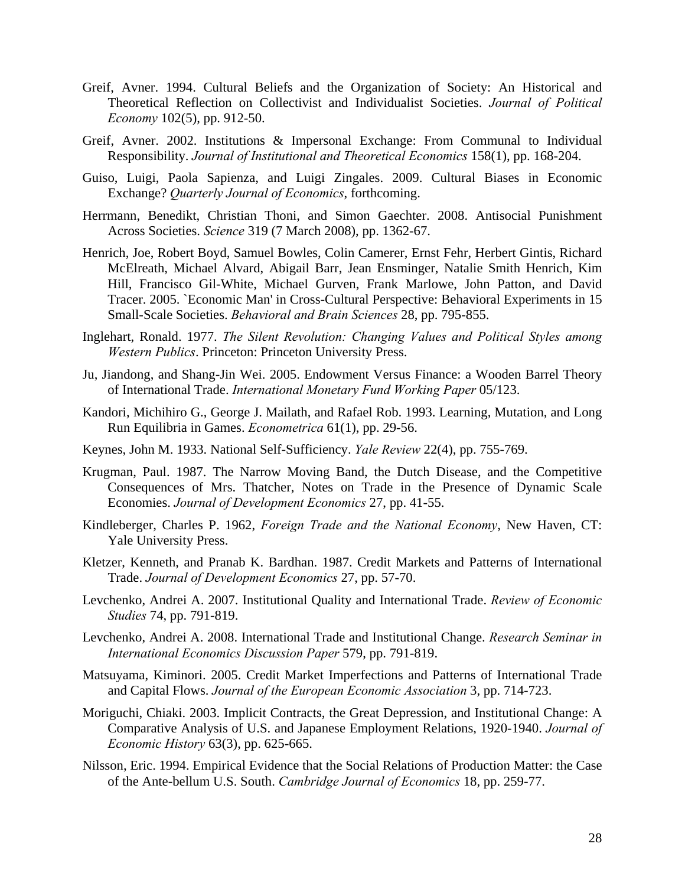Greif, Avner. 1994. Cultural Beliefs and the Organization of Society: An Historical and Theoretical Reflection on Collectivist and Individualist Societies. *Journal of Political Economy* 102(5), pp. 912-50.

Greif, Avner. 2002. Institutions & Impersonal Exchange: From Communal to Individual Responsibility. *Journal of Institutional and Theoretical Economics* 158(1), pp. 168-204.

Guiso, Luigi, Paola Sapienza, and Luigi Zingales. 2009. Cultural Biases in Economic Exchange? *Quarterly Journal of Economics*, forthcoming.

Herrmann, Benedikt, Christian Thoni, and Simon Gaechter. 2008. Antisocial Punishment Across Societies. *Science* 319 (7 March 2008), pp. 1362-67.

Henrich, Joe, Robert Boyd, Samuel Bowles, Colin Camerer, Ernst Fehr, Herbert Gintis, Richard McElreath, Michael Alvard, Abigail Barr, Jean Ensminger, Natalie Smith Henrich, Kim Hill, Francisco Gil-White, Michael Gurven, Frank Marlowe, John Patton, and David Tracer. 2005. `Economic Man' in Cross-Cultural Perspective: Behavioral Experiments in 15 Small-Scale Societies. *Behavioral and Brain Sciences* 28, pp. 795-855.

Inglehart, Ronald. 1977. *The Silent Revolution: Changing Values and Political Styles among Western Publics*. Princeton: Princeton University Press.

Ju, Jiandong, and Shang-Jin Wei. 2005. Endowment Versus Finance: a Wooden Barrel Theory of International Trade. *International Monetary Fund Working Paper* 05/123.

Kandori, Michihiro G., George J. Mailath, and Rafael Rob. 1993. Learning, Mutation, and Long Run Equilibria in Games. *Econometrica* 61(1), pp. 29-56.

Keynes, John M. 1933. National Self-Sufficiency. *Yale Review* 22(4), pp. 755-769.

Krugman, Paul. 1987. The Narrow Moving Band, the Dutch Disease, and the Competitive Consequences of Mrs. Thatcher, Notes on Trade in the Presence of Dynamic Scale Economies. *Journal of Development Economics* 27, pp. 41-55.

Kindleberger, Charles P. 1962, *Foreign Trade and the National Economy*, New Haven, CT: Yale University Press.

Kletzer, Kenneth, and Pranab K. Bardhan. 1987. Credit Markets and Patterns of International Trade. *Journal of Development Economics* 27, pp. 57-70.

Levchenko, Andrei A. 2007. Institutional Quality and International Trade. *Review of Economic Studies* 74, pp. 791-819.

Levchenko, Andrei A. 2008. International Trade and Institutional Change. *Research Seminar in International Economics Discussion Paper* 579, pp. 791-819.

Matsuyama, Kiminori. 2005. Credit Market Imperfections and Patterns of International Trade and Capital Flows. *Journal of the European Economic Association* 3, pp. 714-723.

Moriguchi, Chiaki. 2003. Implicit Contracts, the Great Depression, and Institutional Change: A Comparative Analysis of U.S. and Japanese Employment Relations, 1920-1940. *Journal of Economic History* 63(3), pp. 625-665.

Nilsson, Eric. 1994. Empirical Evidence that the Social Relations of Production Matter: the Case of the Ante-bellum U.S. South. *Cambridge Journal of Economics* 18, pp. 259-77.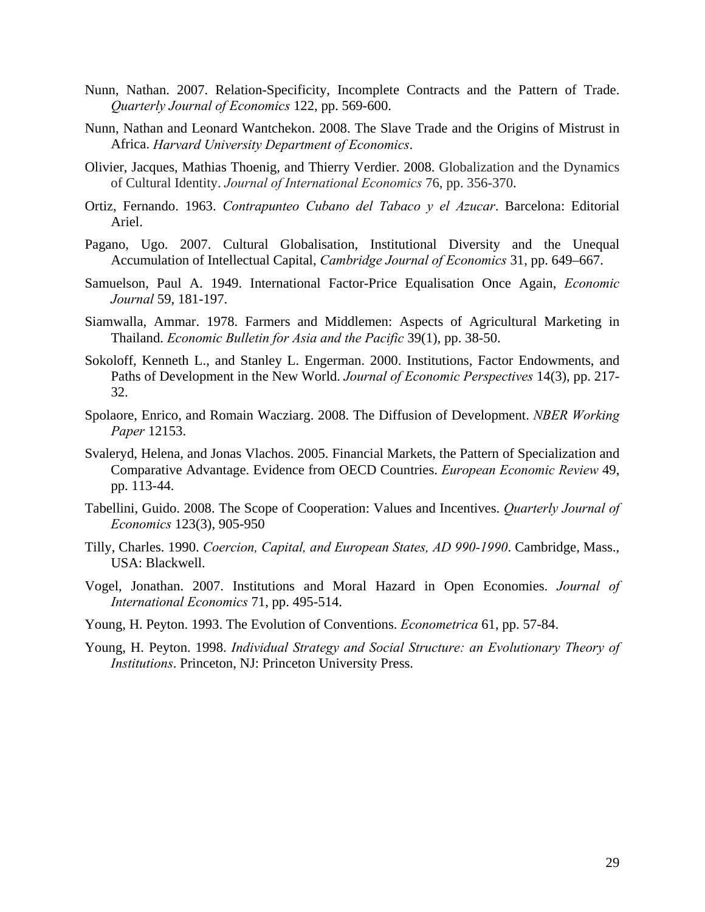Nunn, Nathan. 2007. Relation-Specificity, Incomplete Contracts and the Pattern of Trade. *Quarterly Journal of Economics* 122, pp. 569-600.

Nunn, Nathan and Leonard Wantchekon. 2008. The Slave Trade and the Origins of Mistrust in Africa. *Harvard University Department of Economics*.

Olivier, Jacques, Mathias Thoenig, and Thierry Verdier. 2008. Globalization and the Dynamics of Cultural Identity. *Journal of International Economics* 76, pp. 356-370.

Ortiz, Fernando. 1963. *Contrapunteo Cubano del Tabaco y el Azucar*. Barcelona: Editorial Ariel.

Pagano, Ugo. 2007. Cultural Globalisation, Institutional Diversity and the Unequal Accumulation of Intellectual Capital, *Cambridge Journal of Economics* 31, pp. 649–667.

Samuelson, Paul A. 1949. International Factor-Price Equalisation Once Again, *Economic Journal* 59, 181-197.

Siamwalla, Ammar. 1978. Farmers and Middlemen: Aspects of Agricultural Marketing in Thailand. *Economic Bulletin for Asia and the Pacific* 39(1), pp. 38-50.

Sokoloff, Kenneth L., and Stanley L. Engerman. 2000. Institutions, Factor Endowments, and Paths of Development in the New World. *Journal of Economic Perspectives* 14(3), pp. 217-32.

Spolaore, Enrico, and Romain Wacziarg. 2008. The Diffusion of Development. *NBER Working Paper* 12153.

Svaleryd, Helena, and Jonas Vlachos. 2005. Financial Markets, the Pattern of Specialization and Comparative Advantage. Evidence from OECD Countries. *European Economic Review* 49, pp. 113-44.

Tabellini, Guido. 2008. The Scope of Cooperation: Values and Incentives. *Quarterly Journal of Economics* 123(3), 905-950

Tilly, Charles. 1990. *Coercion, Capital, and European States, AD 990-1990*. Cambridge, Mass., USA: Blackwell.

Vogel, Jonathan. 2007. Institutions and Moral Hazard in Open Economies. *Journal of International Economics* 71, pp. 495-514.

Young, H. Peyton. 1993. The Evolution of Conventions. *Econometrica* 61, pp. 57-84.

Young, H. Peyton. 1998. *Individual Strategy and Social Structure: an Evolutionary Theory of Institutions*. Princeton, NJ: Princeton University Press.